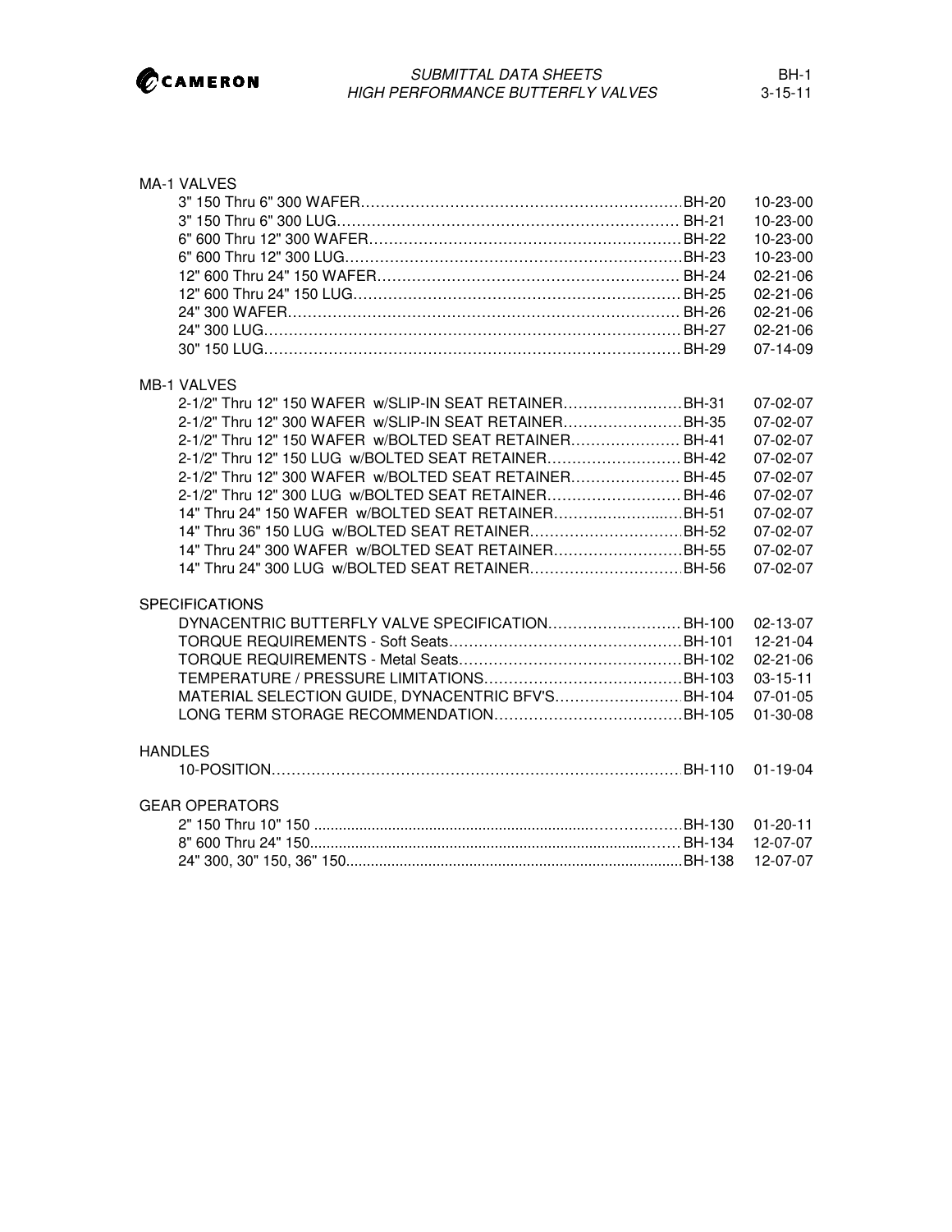# SUBMITTAL DATA SHEETS
## HIGH PERFORMANCE BUTTERFLY VALVES

### MA-1 VALVES

| Description | Sheet | Date |
|---|---|---|
| 3" 150 Thru 6" 300 WAFER | BH-20 | 10-23-00 |
| 3" 150 Thru 6" 300 LUG | BH-21 | 10-23-00 |
| 6" 600 Thru 12" 300 WAFER | BH-22 | 10-23-00 |
| 6" 600 Thru 12" 300 LUG | BH-23 | 10-23-00 |
| 12" 600 Thru 24" 150 WAFER | BH-24 | 02-21-06 |
| 12" 600 Thru 24" 150 LUG | BH-25 | 02-21-06 |
| 24" 300 WAFER | BH-26 | 02-21-06 |
| 24" 300 LUG | BH-27 | 02-21-06 |
| 30" 150 LUG | BH-29 | 07-14-09 |

### MB-1 VALVES

| Description | Sheet | Date |
|---|---|---|
| 2-1/2" Thru 12" 150 WAFER w/SLIP-IN SEAT RETAINER | BH-31 | 07-02-07 |
| 2-1/2" Thru 12" 300 WAFER w/SLIP-IN SEAT RETAINER | BH-35 | 07-02-07 |
| 2-1/2" Thru 12" 150 WAFER w/BOLTED SEAT RETAINER | BH-41 | 07-02-07 |
| 2-1/2" Thru 12" 150 LUG w/BOLTED SEAT RETAINER | BH-42 | 07-02-07 |
| 2-1/2" Thru 12" 300 WAFER w/BOLTED SEAT RETAINER | BH-45 | 07-02-07 |
| 2-1/2" Thru 12" 300 LUG w/BOLTED SEAT RETAINER | BH-46 | 07-02-07 |
| 14" Thru 24" 150 WAFER w/BOLTED SEAT RETAINER | BH-51 | 07-02-07 |
| 14" Thru 36" 150 LUG w/BOLTED SEAT RETAINER | BH-52 | 07-02-07 |
| 14" Thru 24" 300 WAFER w/BOLTED SEAT RETAINER | BH-55 | 07-02-07 |
| 14" Thru 24" 300 LUG w/BOLTED SEAT RETAINER | BH-56 | 07-02-07 |

### SPECIFICATIONS

| Description | Sheet | Date |
|---|---|---|
| DYNACENTRIC BUTTERFLY VALVE SPECIFICATION | BH-100 | 02-13-07 |
| TORQUE REQUIREMENTS - Soft Seats | BH-101 | 12-21-04 |
| TORQUE REQUIREMENTS - Metal Seats | BH-102 | 02-21-06 |
| TEMPERATURE / PRESSURE LIMITATIONS | BH-103 | 03-15-11 |
| MATERIAL SELECTION GUIDE, DYNACENTRIC BFV'S | BH-104 | 07-01-05 |
| LONG TERM STORAGE RECOMMENDATION | BH-105 | 01-30-08 |

### HANDLES

| Description | Sheet | Date |
|---|---|---|
| 10-POSITION | BH-110 | 01-19-04 |

### GEAR OPERATORS

| Description | Sheet | Date |
|---|---|---|
| 2" 150 Thru 10" 150 | BH-130 | 01-20-11 |
| 8" 600 Thru 24" 150 | BH-134 | 12-07-07 |
| 24" 300, 30" 150, 36" 150 | BH-138 | 12-07-07 |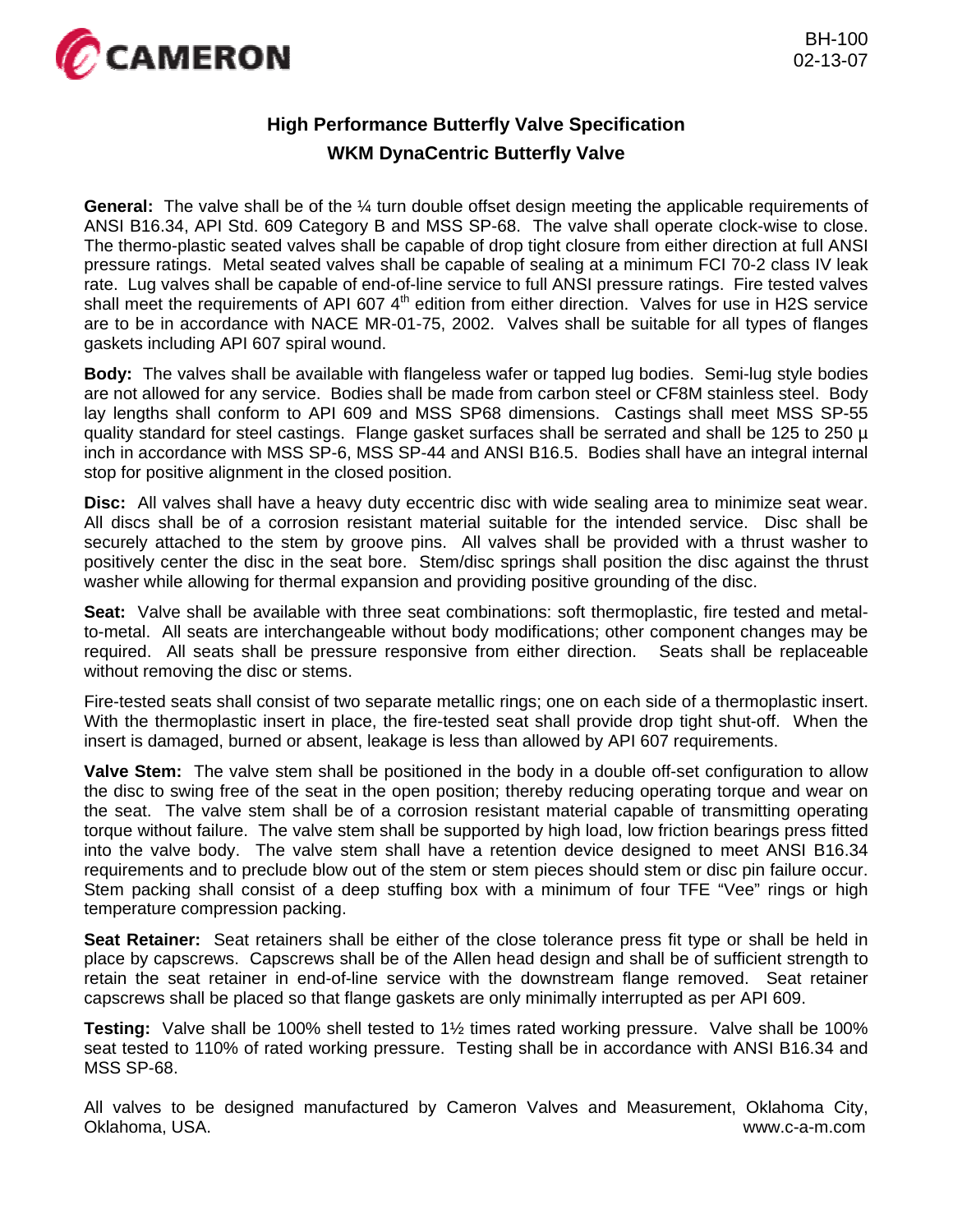CAMERON

BH-100
02-13-07

# High Performance Butterfly Valve Specification

## WKM DynaCentric Butterfly Valve

**General:** The valve shall be of the ¼ turn double offset design meeting the applicable requirements of ANSI B16.34, API Std. 609 Category B and MSS SP-68. The valve shall operate clock-wise to close. The thermo-plastic seated valves shall be capable of drop tight closure from either direction at full ANSI pressure ratings. Metal seated valves shall be capable of sealing at a minimum FCI 70-2 class IV leak rate. Lug valves shall be capable of end-of-line service to full ANSI pressure ratings. Fire tested valves shall meet the requirements of API 607 4th edition from either direction. Valves for use in H2S service are to be in accordance with NACE MR-01-75, 2002. Valves shall be suitable for all types of flanges gaskets including API 607 spiral wound.

**Body:** The valves shall be available with flangeless wafer or tapped lug bodies. Semi-lug style bodies are not allowed for any service. Bodies shall be made from carbon steel or CF8M stainless steel. Body lay lengths shall conform to API 609 and MSS SP68 dimensions. Castings shall meet MSS SP-55 quality standard for steel castings. Flange gasket surfaces shall be serrated and shall be 125 to 250 µ inch in accordance with MSS SP-6, MSS SP-44 and ANSI B16.5. Bodies shall have an integral internal stop for positive alignment in the closed position.

**Disc:** All valves shall have a heavy duty eccentric disc with wide sealing area to minimize seat wear. All discs shall be of a corrosion resistant material suitable for the intended service. Disc shall be securely attached to the stem by groove pins. All valves shall be provided with a thrust washer to positively center the disc in the seat bore. Stem/disc springs shall position the disc against the thrust washer while allowing for thermal expansion and providing positive grounding of the disc.

**Seat:** Valve shall be available with three seat combinations: soft thermoplastic, fire tested and metal-to-metal. All seats are interchangeable without body modifications; other component changes may be required. All seats shall be pressure responsive from either direction. Seats shall be replaceable without removing the disc or stems.

Fire-tested seats shall consist of two separate metallic rings; one on each side of a thermoplastic insert. With the thermoplastic insert in place, the fire-tested seat shall provide drop tight shut-off. When the insert is damaged, burned or absent, leakage is less than allowed by API 607 requirements.

**Valve Stem:** The valve stem shall be positioned in the body in a double off-set configuration to allow the disc to swing free of the seat in the open position; thereby reducing operating torque and wear on the seat. The valve stem shall be of a corrosion resistant material capable of transmitting operating torque without failure. The valve stem shall be supported by high load, low friction bearings press fitted into the valve body. The valve stem shall have a retention device designed to meet ANSI B16.34 requirements and to preclude blow out of the stem or stem pieces should stem or disc pin failure occur. Stem packing shall consist of a deep stuffing box with a minimum of four TFE "Vee" rings or high temperature compression packing.

**Seat Retainer:** Seat retainers shall be either of the close tolerance press fit type or shall be held in place by capscrews. Capscrews shall be of the Allen head design and shall be of sufficient strength to retain the seat retainer in end-of-line service with the downstream flange removed. Seat retainer capscrews shall be placed so that flange gaskets are only minimally interrupted as per API 609.

**Testing:** Valve shall be 100% shell tested to 1½ times rated working pressure. Valve shall be 100% seat tested to 110% of rated working pressure. Testing shall be in accordance with ANSI B16.34 and MSS SP-68.

All valves to be designed manufactured by Cameron Valves and Measurement, Oklahoma City, Oklahoma, USA.

www.c-a-m.com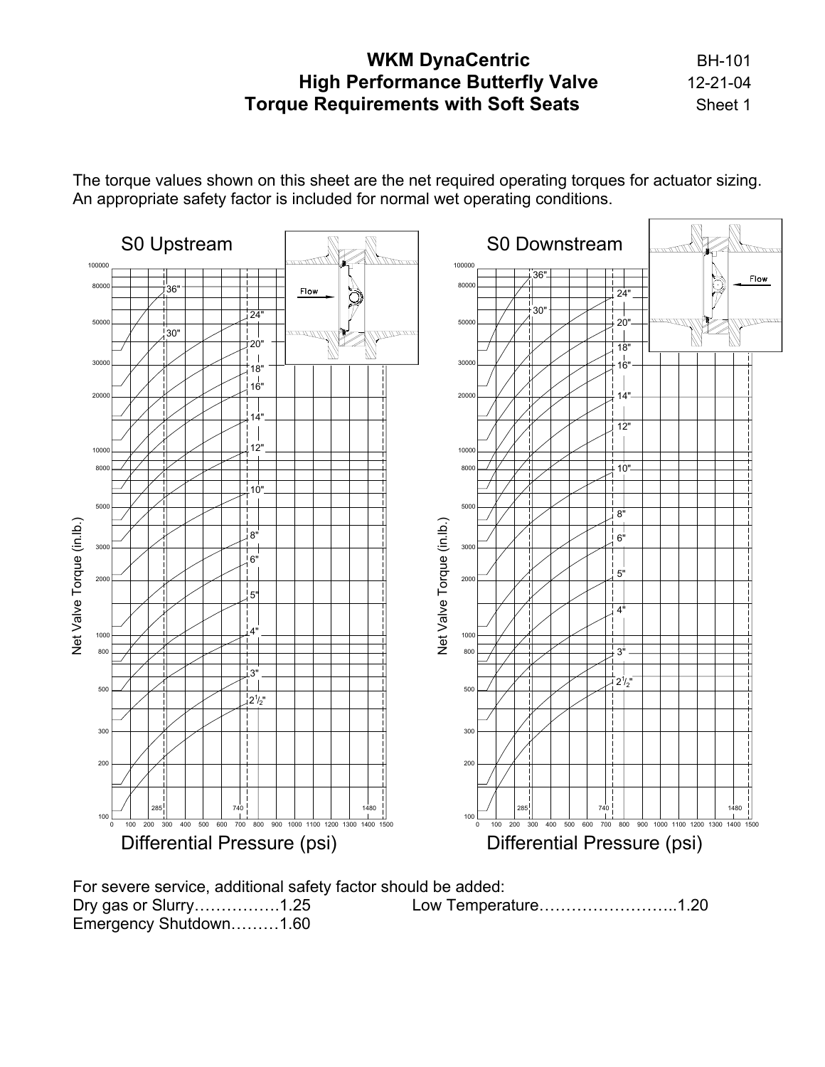# WKM DynaCentric High Performance Butterfly Valve Torque Requirements with Soft Seats

BH-101
12-21-04
Sheet 1

The torque values shown on this sheet are the net required operating torques for actuator sizing. An appropriate safety factor is included for normal wet operating conditions.

For severe service, additional safety factor should be added:

Dry gas or Slurry…………….1.25 Low Temperature……………………..1.20

Emergency Shutdown………1.60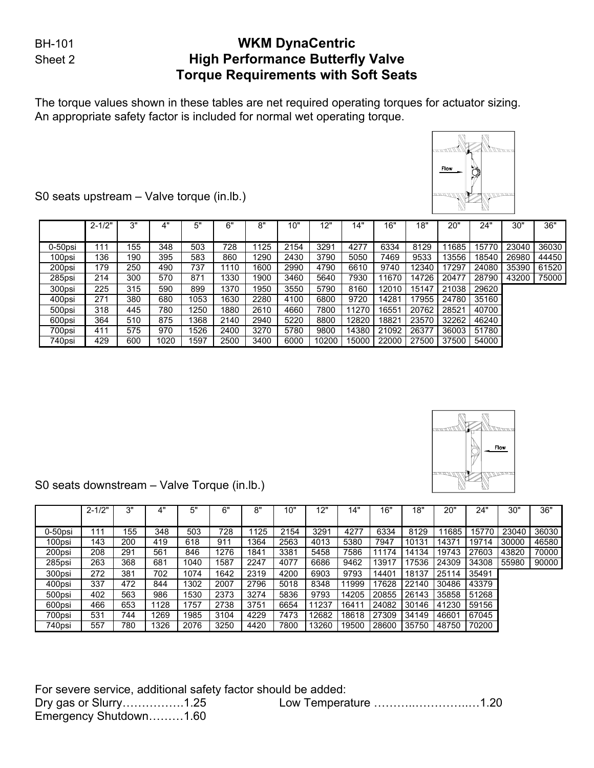BH-101
Sheet 2

# WKM DynaCentric
# High Performance Butterfly Valve
# Torque Requirements with Soft Seats

The torque values shown in these tables are net required operating torques for actuator sizing. An appropriate safety factor is included for normal wet operating torque.

S0 seats upstream – Valve torque (in.lb.)

| | 2-1/2" | 3" | 4" | 5" | 6" | 8" | 10" | 12" | 14" | 16" | 18" | 20" | 24" | 30" | 36" |
|---|---|---|---|---|---|---|---|---|---|---|---|---|---|---|---|
| 0-50psi | 111 | 155 | 348 | 503 | 728 | 1125 | 2154 | 3291 | 4277 | 6334 | 8129 | 11685 | 15770 | 23040 | 36030 |
| 100psi | 136 | 190 | 395 | 583 | 860 | 1290 | 2430 | 3790 | 5050 | 7469 | 9533 | 13556 | 18540 | 26980 | 44450 |
| 200psi | 179 | 250 | 490 | 737 | 1110 | 1600 | 2990 | 4790 | 6610 | 9740 | 12340 | 17297 | 24080 | 35390 | 61520 |
| 285psi | 214 | 300 | 570 | 871 | 1330 | 1900 | 3460 | 5640 | 7930 | 11670 | 14726 | 20477 | 28790 | 43200 | 75000 |
| 300psi | 225 | 315 | 590 | 899 | 1370 | 1950 | 3550 | 5790 | 8160 | 12010 | 15147 | 21038 | 29620 | | |
| 400psi | 271 | 380 | 680 | 1053 | 1630 | 2280 | 4100 | 6800 | 9720 | 14281 | 17955 | 24780 | 35160 | | |
| 500psi | 318 | 445 | 780 | 1250 | 1880 | 2610 | 4660 | 7800 | 11270 | 16551 | 20762 | 28521 | 40700 | | |
| 600psi | 364 | 510 | 875 | 1368 | 2140 | 2940 | 5220 | 8800 | 12820 | 18821 | 23570 | 32262 | 46240 | | |
| 700psi | 411 | 575 | 970 | 1526 | 2400 | 3270 | 5780 | 9800 | 14380 | 21092 | 26377 | 36003 | 51780 | | |
| 740psi | 429 | 600 | 1020 | 1597 | 2500 | 3400 | 6000 | 10200 | 15000 | 22000 | 27500 | 37500 | 54000 | | |

S0 seats downstream – Valve Torque (in.lb.)

| | 2-1/2" | 3" | 4" | 5" | 6" | 8" | 10" | 12" | 14" | 16" | 18" | 20" | 24" | 30" | 36" |
|---|---|---|---|---|---|---|---|---|---|---|---|---|---|---|---|
| 0-50psi | 111 | 155 | 348 | 503 | 728 | 1125 | 2154 | 3291 | 4277 | 6334 | 8129 | 11685 | 15770 | 23040 | 36030 |
| 100psi | 143 | 200 | 419 | 618 | 911 | 1364 | 2563 | 4013 | 5380 | 7947 | 10131 | 14371 | 19714 | 30000 | 46580 |
| 200psi | 208 | 291 | 561 | 846 | 1276 | 1841 | 3381 | 5458 | 7586 | 11174 | 14134 | 19743 | 27603 | 43820 | 70000 |
| 285psi | 263 | 368 | 681 | 1040 | 1587 | 2247 | 4077 | 6686 | 9462 | 13917 | 17536 | 24309 | 34308 | 55980 | 90000 |
| 300psi | 272 | 381 | 702 | 1074 | 1642 | 2319 | 4200 | 6903 | 9793 | 14401 | 18137 | 25114 | 35491 | | |
| 400psi | 337 | 472 | 844 | 1302 | 2007 | 2796 | 5018 | 8348 | 11999 | 17628 | 22140 | 30486 | 43379 | | |
| 500psi | 402 | 563 | 986 | 1530 | 2373 | 3274 | 5836 | 9793 | 14205 | 20855 | 26143 | 35858 | 51268 | | |
| 600psi | 466 | 653 | 1128 | 1757 | 2738 | 3751 | 6654 | 11237 | 16411 | 24082 | 30146 | 41230 | 59156 | | |
| 700psi | 531 | 744 | 1269 | 1985 | 3104 | 4229 | 7473 | 12682 | 18618 | 27309 | 34149 | 46601 | 67045 | | |
| 740psi | 557 | 780 | 1326 | 2076 | 3250 | 4420 | 7800 | 13260 | 19500 | 28600 | 35750 | 48750 | 70200 | | |

For severe service, additional safety factor should be added:

Dry gas or Slurry…………….1.25
Emergency Shutdown………1.60
Low Temperature ………..……………..…1.20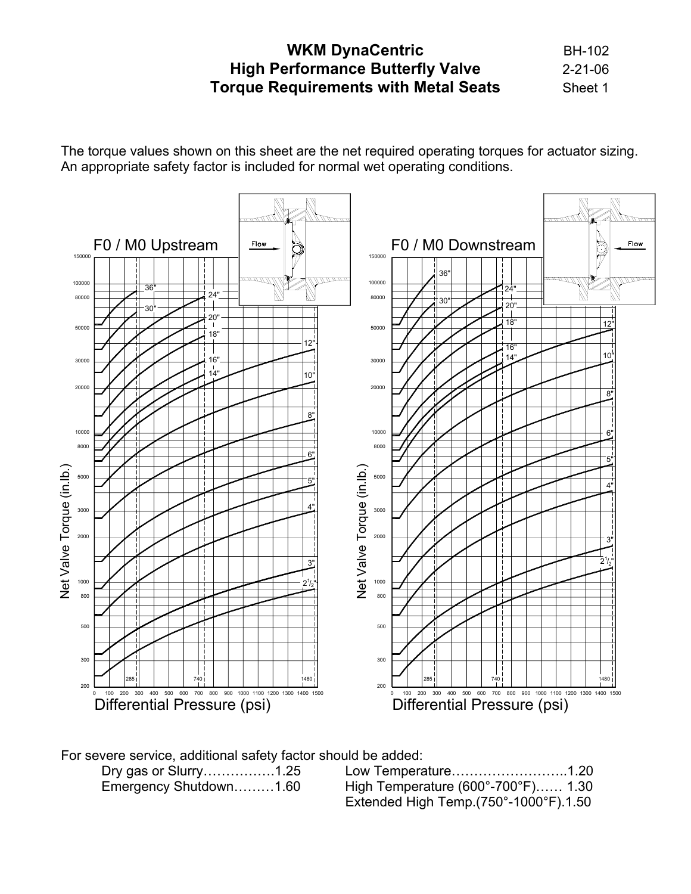# WKM DynaCentric
# High Performance Butterfly Valve
# Torque Requirements with Metal Seats

BH-102
2-21-06
Sheet 1

The torque values shown on this sheet are the net required operating torques for actuator sizing. An appropriate safety factor is included for normal wet operating conditions.

F0 / M0 Upstream

F0 / M0 Downstream

For severe service, additional safety factor should be added:

| | | | |
|---|---|---|---|
| Dry gas or Slurry | 1.25 | Low Temperature | 1.20 |
| Emergency Shutdown | 1.60 | High Temperature (600°-700°F) | 1.30 |
| | | Extended High Temp.(750°-1000°F) | 1.50 |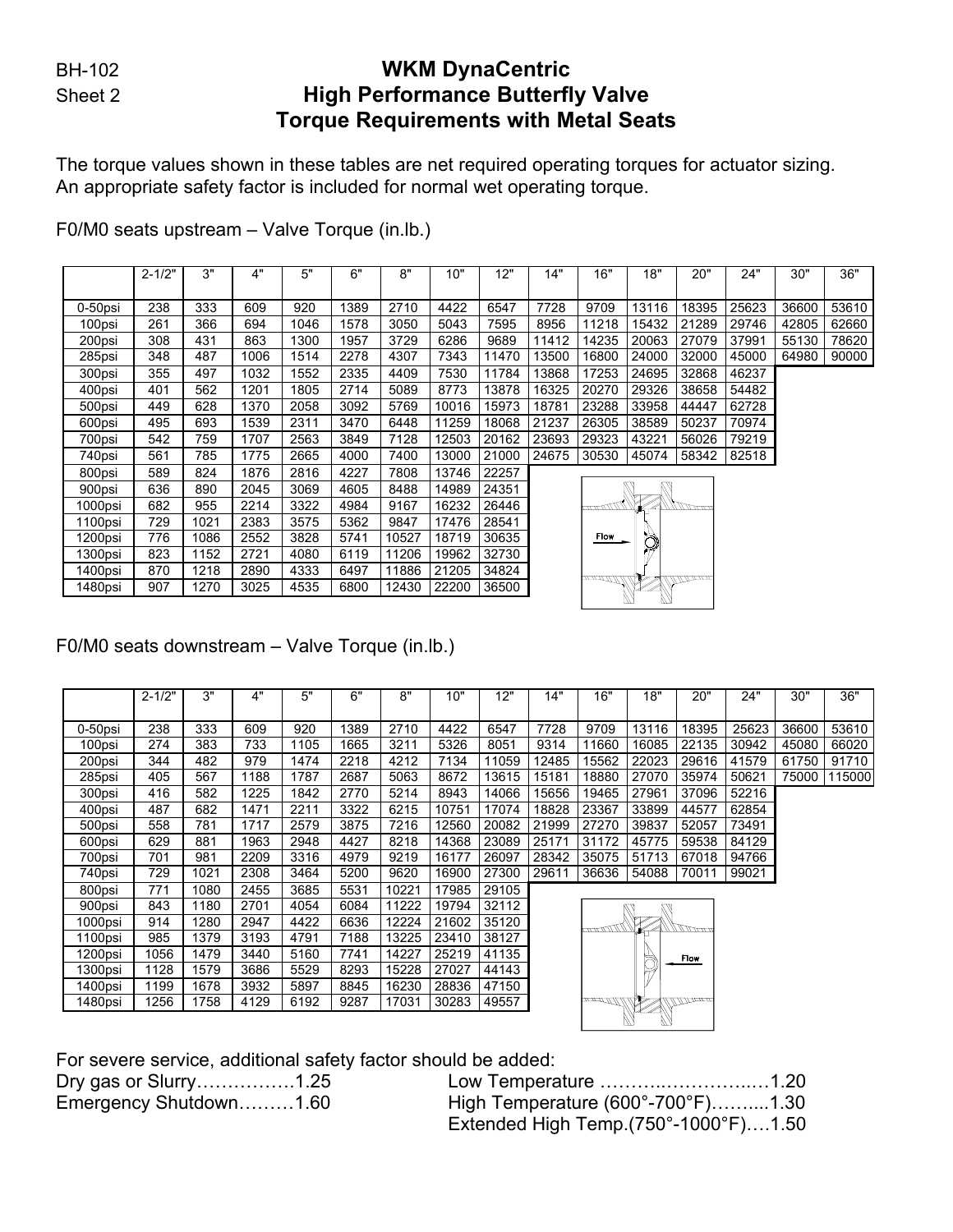BH-102
Sheet 2

# WKM DynaCentric
## High Performance Butterfly Valve
## Torque Requirements with Metal Seats

The torque values shown in these tables are net required operating torques for actuator sizing. An appropriate safety factor is included for normal wet operating torque.

F0/M0 seats upstream – Valve Torque (in.lb.)

| | 2-1/2" | 3" | 4" | 5" | 6" | 8" | 10" | 12" | 14" | 16" | 18" | 20" | 24" | 30" | 36" |
|---|---|---|---|---|---|---|---|---|---|---|---|---|---|---|---|
| 0-50psi | 238 | 333 | 609 | 920 | 1389 | 2710 | 4422 | 6547 | 7728 | 9709 | 13116 | 18395 | 25623 | 36600 | 53610 |
| 100psi | 261 | 366 | 694 | 1046 | 1578 | 3050 | 5043 | 7595 | 8956 | 11218 | 15432 | 21289 | 29746 | 42805 | 62660 |
| 200psi | 308 | 431 | 863 | 1300 | 1957 | 3729 | 6286 | 9689 | 11412 | 14235 | 20063 | 27079 | 37991 | 55130 | 78620 |
| 285psi | 348 | 487 | 1006 | 1514 | 2278 | 4307 | 7343 | 11470 | 13500 | 16800 | 24000 | 32000 | 45000 | 64980 | 90000 |
| 300psi | 355 | 497 | 1032 | 1552 | 2335 | 4409 | 7530 | 11784 | 13868 | 17253 | 24695 | 32868 | 46237 | | |
| 400psi | 401 | 562 | 1201 | 1805 | 2714 | 5089 | 8773 | 13878 | 16325 | 20270 | 29326 | 38658 | 54482 | | |
| 500psi | 449 | 628 | 1370 | 2058 | 3092 | 5769 | 10016 | 15973 | 18781 | 23288 | 33958 | 44447 | 62728 | | |
| 600psi | 495 | 693 | 1539 | 2311 | 3470 | 6448 | 11259 | 18068 | 21237 | 26305 | 38589 | 50237 | 70974 | | |
| 700psi | 542 | 759 | 1707 | 2563 | 3849 | 7128 | 12503 | 20162 | 23693 | 29323 | 43221 | 56026 | 79219 | | |
| 740psi | 561 | 785 | 1775 | 2665 | 4000 | 7400 | 13000 | 21000 | 24675 | 30530 | 45074 | 58342 | 82518 | | |
| 800psi | 589 | 824 | 1876 | 2816 | 4227 | 7808 | 13746 | 22257 | | | | | | | |
| 900psi | 636 | 890 | 2045 | 3069 | 4605 | 8488 | 14989 | 24351 | | | | | | | |
| 1000psi | 682 | 955 | 2214 | 3322 | 4984 | 9167 | 16232 | 26446 | | | | | | | |
| 1100psi | 729 | 1021 | 2383 | 3575 | 5362 | 9847 | 17476 | 28541 | | | | | | | |
| 1200psi | 776 | 1086 | 2552 | 3828 | 5741 | 10527 | 18719 | 30635 | | | | | | | |
| 1300psi | 823 | 1152 | 2721 | 4080 | 6119 | 11206 | 19962 | 32730 | | | | | | | |
| 1400psi | 870 | 1218 | 2890 | 4333 | 6497 | 11886 | 21205 | 34824 | | | | | | | |
| 1480psi | 907 | 1270 | 3025 | 4535 | 6800 | 12430 | 22200 | 36500 | | | | | | | |

Flow

F0/M0 seats downstream – Valve Torque (in.lb.)

| | 2-1/2" | 3" | 4" | 5" | 6" | 8" | 10" | 12" | 14" | 16" | 18" | 20" | 24" | 30" | 36" |
|---|---|---|---|---|---|---|---|---|---|---|---|---|---|---|---|
| 0-50psi | 238 | 333 | 609 | 920 | 1389 | 2710 | 4422 | 6547 | 7728 | 9709 | 13116 | 18395 | 25623 | 36600 | 53610 |
| 100psi | 274 | 383 | 733 | 1105 | 1665 | 3211 | 5326 | 8051 | 9314 | 11660 | 16085 | 22135 | 30942 | 45080 | 66020 |
| 200psi | 344 | 482 | 979 | 1474 | 2218 | 4212 | 7134 | 11059 | 12485 | 15562 | 22023 | 29616 | 41579 | 61750 | 91710 |
| 285psi | 405 | 567 | 1188 | 1787 | 2687 | 5063 | 8672 | 13615 | 15181 | 18880 | 27070 | 35974 | 50621 | 75000 | 115000 |
| 300psi | 416 | 582 | 1225 | 1842 | 2770 | 5214 | 8943 | 14066 | 15656 | 19465 | 27961 | 37096 | 52216 | | |
| 400psi | 487 | 682 | 1471 | 2211 | 3322 | 6215 | 10751 | 17074 | 18828 | 23367 | 33899 | 44577 | 62854 | | |
| 500psi | 558 | 781 | 1717 | 2579 | 3875 | 7216 | 12560 | 20082 | 21999 | 27270 | 39837 | 52057 | 73491 | | |
| 600psi | 629 | 881 | 1963 | 2948 | 4427 | 8218 | 14368 | 23089 | 25171 | 31172 | 45775 | 59538 | 84129 | | |
| 700psi | 701 | 981 | 2209 | 3316 | 4979 | 9219 | 16177 | 26097 | 28342 | 35075 | 51713 | 67018 | 94766 | | |
| 740psi | 729 | 1021 | 2308 | 3464 | 5200 | 9620 | 16900 | 27300 | 29611 | 36636 | 54088 | 70011 | 99021 | | |
| 800psi | 771 | 1080 | 2455 | 3685 | 5531 | 10221 | 17985 | 29105 | | | | | | | |
| 900psi | 843 | 1180 | 2701 | 4054 | 6084 | 11222 | 19794 | 32112 | | | | | | | |
| 1000psi | 914 | 1280 | 2947 | 4422 | 6636 | 12224 | 21602 | 35120 | | | | | | | |
| 1100psi | 985 | 1379 | 3193 | 4791 | 7188 | 13225 | 23410 | 38127 | | | | | | | |
| 1200psi | 1056 | 1479 | 3440 | 5160 | 7741 | 14227 | 25219 | 41135 | | | | | | | |
| 1300psi | 1128 | 1579 | 3686 | 5529 | 8293 | 15228 | 27027 | 44143 | | | | | | | |
| 1400psi | 1199 | 1678 | 3932 | 5897 | 8845 | 16230 | 28836 | 47150 | | | | | | | |
| 1480psi | 1256 | 1758 | 4129 | 6192 | 9287 | 17031 | 30283 | 49557 | | | | | | | |

Flow

For severe service, additional safety factor should be added:

Dry gas or Slurry…………….1.25
Emergency Shutdown………1.60
Low Temperature ………..……………..1.20
High Temperature (600°-700°F)……...1.30
Extended High Temp.(750°-1000°F)….1.50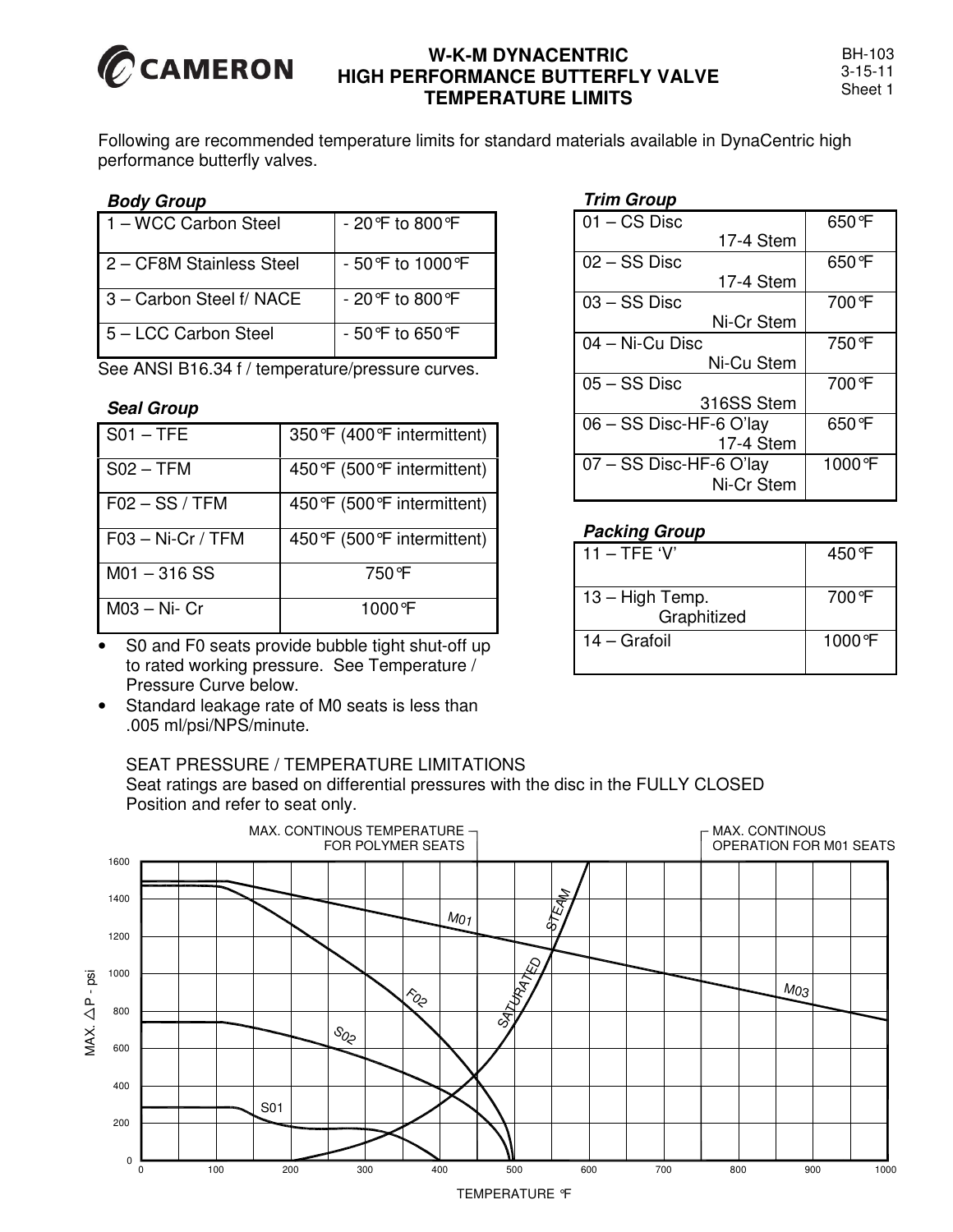# W-K-M DYNACENTRIC HIGH PERFORMANCE BUTTERFLY VALVE TEMPERATURE LIMITS

BH-103
3-15-11
Sheet 1

Following are recommended temperature limits for standard materials available in DynaCentric high performance butterfly valves.

***Body Group***

| | |
|---|---|
| 1 – WCC Carbon Steel | - 20°F to 800°F |
| 2 – CF8M Stainless Steel | - 50°F to 1000°F |
| 3 – Carbon Steel f/ NACE | - 20°F to 800°F |
| 5 – LCC Carbon Steel | - 50°F to 650°F |

See ANSI B16.34 f / temperature/pressure curves.

***Seal Group***

| | |
|---|---|
| S01 – TFE | 350°F (400°F intermittent) |
| S02 – TFM | 450°F (500°F intermittent) |
| F02 – SS / TFM | 450°F (500°F intermittent) |
| F03 – Ni-Cr / TFM | 450°F (500°F intermittent) |
| M01 – 316 SS | 750°F |
| M03 – Ni- Cr | 1000°F |

- S0 and F0 seats provide bubble tight shut-off up to rated working pressure. See Temperature / Pressure Curve below.
- Standard leakage rate of M0 seats is less than .005 ml/psi/NPS/minute.

***Trim Group***

| | |
|---|---|
| 01 – CS Disc 17-4 Stem | 650°F |
| 02 – SS Disc 17-4 Stem | 650°F |
| 03 – SS Disc Ni-Cr Stem | 700°F |
| 04 – Ni-Cu Disc Ni-Cu Stem | 750°F |
| 05 – SS Disc 316SS Stem | 700°F |
| 06 – SS Disc-HF-6 O'lay 17-4 Stem | 650°F |
| 07 – SS Disc-HF-6 O'lay Ni-Cr Stem | 1000°F |

***Packing Group***

| | |
|---|---|
| 11 – TFE 'V' | 450°F |
| 13 – High Temp. Graphitized | 700°F |
| 14 – Grafoil | 1000°F |

SEAT PRESSURE / TEMPERATURE LIMITATIONS
Seat ratings are based on differential pressures with the disc in the FULLY CLOSED Position and refer to seat only.

MAX. CONTINOUS TEMPERATURE FOR POLYMER SEATS
MAX. CONTINOUS OPERATION FOR M01 SEATS

MAX. △P - psi: 0, 200, 400, 600, 800, 1000, 1200, 1400, 1600

M01, M03, F02, S02, S01, SATURATED STEAM

TEMPERATURE °F: 0, 100, 200, 300, 400, 500, 600, 700, 800, 900, 1000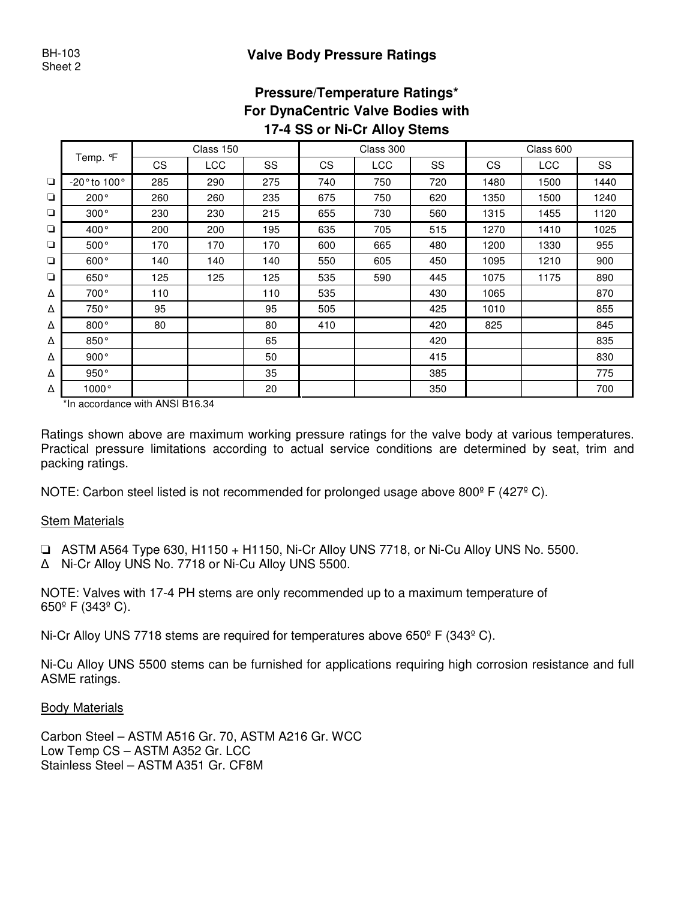BH-103
Sheet 2

# Valve Body Pressure Ratings

## Pressure/Temperature Ratings*
## For DynaCentric Valve Bodies with
## 17-4 SS or Ni-Cr Alloy Stems

| | Temp. °F | Class 150 | | | Class 300 | | | Class 600 | | |
|---|---|---|---|---|---|---|---|---|---|---|
| | | CS | LCC | SS | CS | LCC | SS | CS | LCC | SS |
| ❏ | -20° to 100° | 285 | 290 | 275 | 740 | 750 | 720 | 1480 | 1500 | 1440 |
| ❏ | 200° | 260 | 260 | 235 | 675 | 750 | 620 | 1350 | 1500 | 1240 |
| ❏ | 300° | 230 | 230 | 215 | 655 | 730 | 560 | 1315 | 1455 | 1120 |
| ❏ | 400° | 200 | 200 | 195 | 635 | 705 | 515 | 1270 | 1410 | 1025 |
| ❏ | 500° | 170 | 170 | 170 | 600 | 665 | 480 | 1200 | 1330 | 955 |
| ❏ | 600° | 140 | 140 | 140 | 550 | 605 | 450 | 1095 | 1210 | 900 |
| ❏ | 650° | 125 | 125 | 125 | 535 | 590 | 445 | 1075 | 1175 | 890 |
| Δ | 700° | 110 | | 110 | 535 | | 430 | 1065 | | 870 |
| Δ | 750° | 95 | | 95 | 505 | | 425 | 1010 | | 855 |
| Δ | 800° | 80 | | 80 | 410 | | 420 | 825 | | 845 |
| Δ | 850° | | | 65 | | | 420 | | | 835 |
| Δ | 900° | | | 50 | | | 415 | | | 830 |
| Δ | 950° | | | 35 | | | 385 | | | 775 |
| Δ | 1000° | | | 20 | | | 350 | | | 700 |

*In accordance with ANSI B16.34

Ratings shown above are maximum working pressure ratings for the valve body at various temperatures. Practical pressure limitations according to actual service conditions are determined by seat, trim and packing ratings.

NOTE: Carbon steel listed is not recommended for prolonged usage above 800º F (427º C).

<u>Stem Materials</u>

❏ ASTM A564 Type 630, H1150 + H1150, Ni-Cr Alloy UNS 7718, or Ni-Cu Alloy UNS No. 5500.
Δ Ni-Cr Alloy UNS No. 7718 or Ni-Cu Alloy UNS 5500.

NOTE: Valves with 17-4 PH stems are only recommended up to a maximum temperature of 650º F (343º C).

Ni-Cr Alloy UNS 7718 stems are required for temperatures above 650º F (343º C).

Ni-Cu Alloy UNS 5500 stems can be furnished for applications requiring high corrosion resistance and full ASME ratings.

<u>Body Materials</u>

Carbon Steel – ASTM A516 Gr. 70, ASTM A216 Gr. WCC
Low Temp CS – ASTM A352 Gr. LCC
Stainless Steel – ASTM A351 Gr. CF8M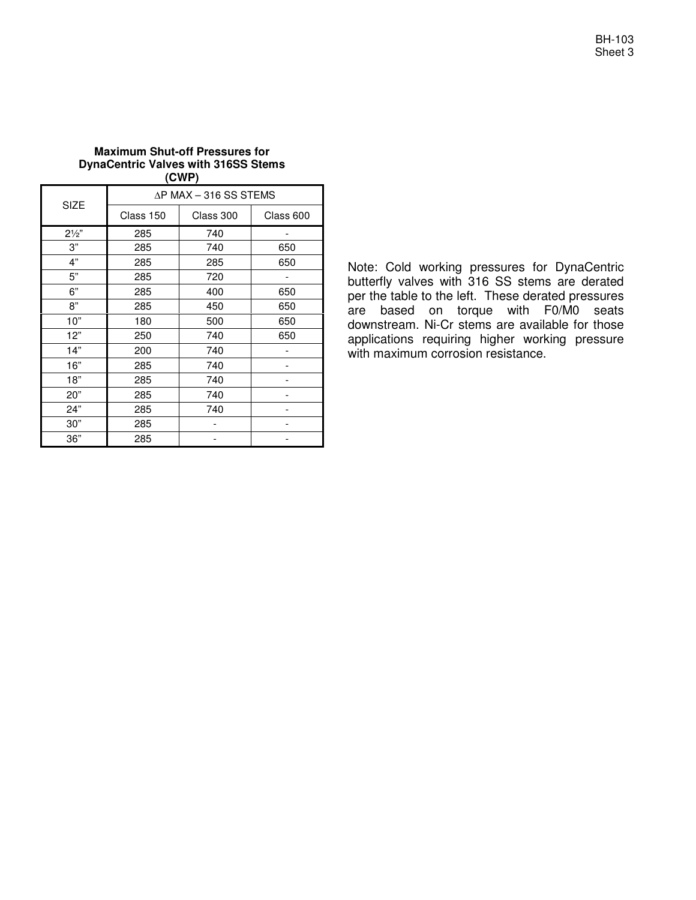**Maximum Shut-off Pressures for DynaCentric Valves with 316SS Stems (CWP)**

| SIZE | ∆P MAX – 316 SS STEMS | | |
|---|---|---|---|
| | Class 150 | Class 300 | Class 600 |
| 2½" | 285 | 740 | - |
| 3" | 285 | 740 | 650 |
| 4" | 285 | 285 | 650 |
| 5" | 285 | 720 | - |
| 6" | 285 | 400 | 650 |
| 8" | 285 | 450 | 650 |
| 10" | 180 | 500 | 650 |
| 12" | 250 | 740 | 650 |
| 14" | 200 | 740 | - |
| 16" | 285 | 740 | - |
| 18" | 285 | 740 | - |
| 20" | 285 | 740 | - |
| 24" | 285 | 740 | - |
| 30" | 285 | - | - |
| 36" | 285 | - | - |

Note: Cold working pressures for DynaCentric butterfly valves with 316 SS stems are derated per the table to the left. These derated pressures are based on torque with F0/M0 seats downstream. Ni-Cr stems are available for those applications requiring higher working pressure with maximum corrosion resistance.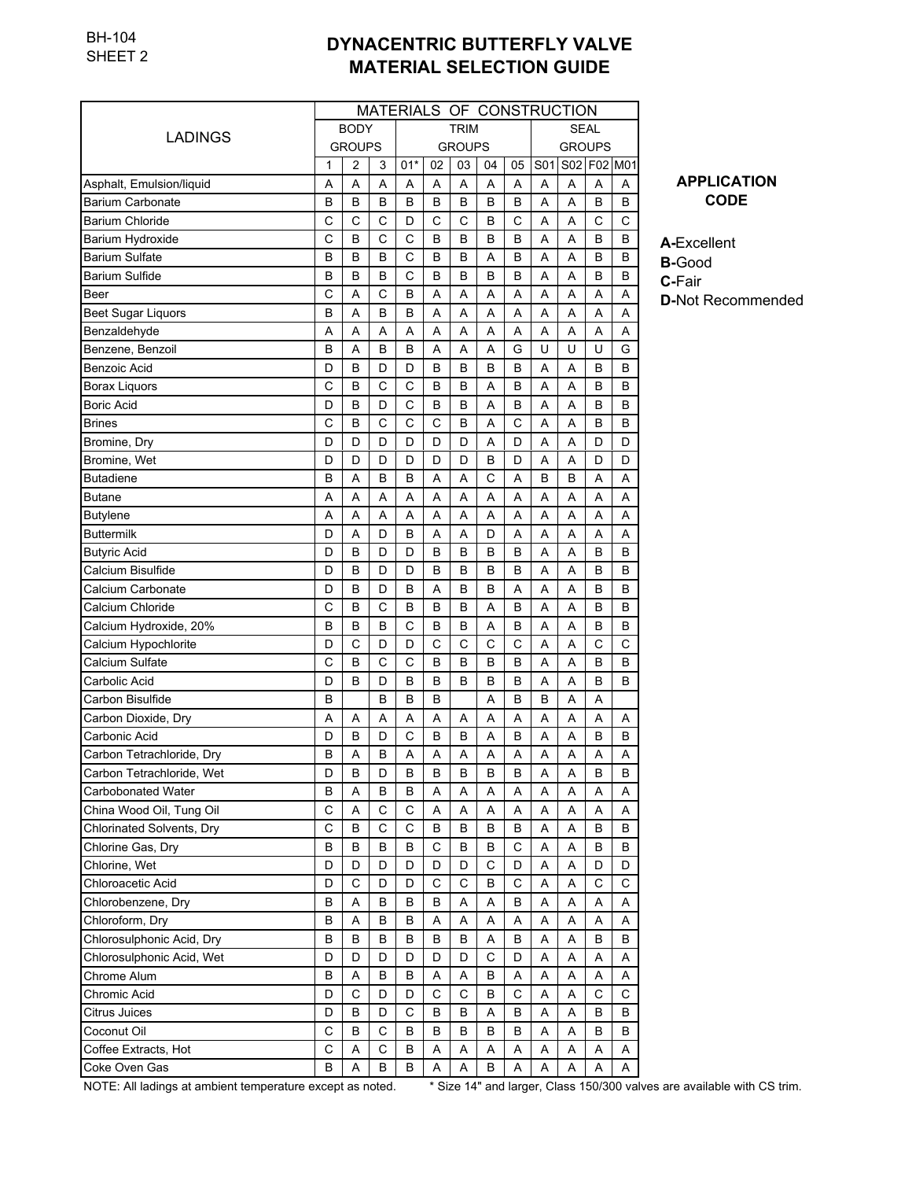BH-104
SHEET 2

# DYNACENTRIC BUTTERFLY VALVE MATERIAL SELECTION GUIDE

| LADINGS | MATERIALS OF CONSTRUCTION | | | | | | | | | | | |
|---|---|---|---|---|---|---|---|---|---|---|---|---|
| | BODY GROUPS | | | TRIM GROUPS | | | | | SEAL GROUPS | | | |
| | 1 | 2 | 3 | 01* | 02 | 03 | 04 | 05 | S01 | S02 | F02 | M01 |
| Asphalt, Emulsion/liquid | A | A | A | A | A | A | A | A | A | A | A | A |
| Barium Carbonate | B | B | B | B | B | B | B | B | A | A | B | B |
| Barium Chloride | C | C | C | D | C | C | B | C | A | A | C | C |
| Barium Hydroxide | C | B | C | C | B | B | B | B | A | A | B | B |
| Barium Sulfate | B | B | B | C | B | B | A | B | A | A | B | B |
| Barium Sulfide | B | B | B | C | B | B | B | B | A | A | B | B |
| Beer | C | A | C | B | A | A | A | A | A | A | A | A |
| Beet Sugar Liquors | B | A | B | B | A | A | A | A | A | A | A | A |
| Benzaldehyde | A | A | A | A | A | A | A | A | A | A | A | A |
| Benzene, Benzoil | B | A | B | B | A | A | A | G | U | U | U | G |
| Benzoic Acid | D | B | D | D | B | B | B | B | A | A | B | B |
| Borax Liquors | C | B | C | C | B | B | A | B | A | A | B | B |
| Boric Acid | D | B | D | C | B | B | A | B | A | A | B | B |
| Brines | C | B | C | C | C | B | A | C | A | A | B | B |
| Bromine, Dry | D | D | D | D | D | D | A | D | A | A | D | D |
| Bromine, Wet | D | D | D | D | D | D | B | D | A | A | D | D |
| Butadiene | B | A | B | B | A | A | C | A | B | B | A | A |
| Butane | A | A | A | A | A | A | A | A | A | A | A | A |
| Butylene | A | A | A | A | A | A | A | A | A | A | A | A |
| Buttermilk | D | A | D | B | A | A | D | A | A | A | A | A |
| Butyric Acid | D | B | D | D | B | B | B | B | A | A | B | B |
| Calcium Bisulfide | D | B | D | D | B | B | B | B | A | A | B | B |
| Calcium Carbonate | D | B | D | B | A | B | B | A | A | A | B | B |
| Calcium Chloride | C | B | C | B | B | B | A | B | A | A | B | B |
| Calcium Hydroxide, 20% | B | B | B | C | B | B | A | B | A | A | B | B |
| Calcium Hypochlorite | D | C | D | D | C | C | C | C | A | A | C | C |
| Calcium Sulfate | C | B | C | C | B | B | B | B | A | A | B | B |
| Carbolic Acid | D | B | D | B | B | B | B | B | A | A | B | B |
| Carbon Bisulfide | B | | B | B | B | | A | B | B | A | A | |
| Carbon Dioxide, Dry | A | A | A | A | A | A | A | A | A | A | A | A |
| Carbonic Acid | D | B | D | C | B | B | A | B | A | A | B | B |
| Carbon Tetrachloride, Dry | B | A | B | A | A | A | A | A | A | A | A | A |
| Carbon Tetrachloride, Wet | D | B | D | B | B | B | B | B | A | A | B | B |
| Carbobonated Water | B | A | B | B | A | A | A | A | A | A | A | A |
| China Wood Oil, Tung Oil | C | A | C | C | A | A | A | A | A | A | A | A |
| Chlorinated Solvents, Dry | C | B | C | C | B | B | B | B | A | A | B | B |
| Chlorine Gas, Dry | B | B | B | B | C | B | B | C | A | A | B | B |
| Chlorine, Wet | D | D | D | D | D | D | C | D | A | A | D | D |
| Chloroacetic Acid | D | C | D | D | C | C | B | C | A | A | C | C |
| Chlorobenzene, Dry | B | A | B | B | B | A | A | B | A | A | A | A |
| Chloroform, Dry | B | A | B | B | A | A | A | A | A | A | A | A |
| Chlorosulphonic Acid, Dry | B | B | B | B | B | B | A | B | A | A | B | B |
| Chlorosulphonic Acid, Wet | D | D | D | D | D | D | C | D | A | A | A | A |
| Chrome Alum | B | A | B | B | A | A | B | A | A | A | A | A |
| Chromic Acid | D | C | D | D | C | C | B | C | A | A | C | C |
| Citrus Juices | D | B | D | C | B | B | A | B | A | A | B | B |
| Coconut Oil | C | B | C | B | B | B | B | B | A | A | B | B |
| Coffee Extracts, Hot | C | A | C | B | A | A | A | A | A | A | A | A |
| Coke Oven Gas | B | A | B | B | A | A | B | A | A | A | A | A |

**APPLICATION CODE**

**A-**Excellent
**B-**Good
**C-**Fair
**D-**Not Recommended

NOTE: All ladings at ambient temperature except as noted. * Size 14" and larger, Class 150/300 valves are available with CS trim.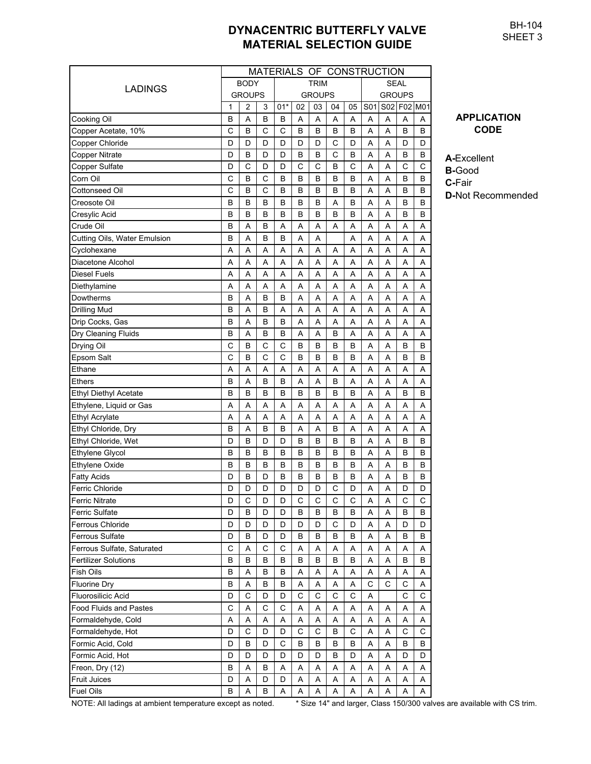# DYNACENTRIC BUTTERFLY VALVE MATERIAL SELECTION GUIDE

BH-104
SHEET 3

| LADINGS | MATERIALS OF CONSTRUCTION | | | | | | | | | | | |
|---|---|---|---|---|---|---|---|---|---|---|---|---|
| | BODY GROUPS | | | TRIM GROUPS | | | | | SEAL GROUPS | | | |
| | 1 | 2 | 3 | 01* | 02 | 03 | 04 | 05 | S01 | S02 | F02 | M01 |
| Cooking Oil | B | A | B | B | A | A | A | A | A | A | A | A |
| Copper Acetate, 10% | C | B | C | C | B | B | B | B | A | A | B | B |
| Copper Chloride | D | D | D | D | D | D | C | D | A | A | D | D |
| Copper Nitrate | D | B | D | D | B | B | C | B | A | A | B | B |
| Copper Sulfate | D | C | D | D | C | C | B | C | A | A | C | C |
| Corn Oil | C | B | C | B | B | B | B | B | A | A | B | B |
| Cottonseed Oil | C | B | C | B | B | B | B | B | A | A | B | B |
| Creosote Oil | B | B | B | B | B | B | A | B | A | A | B | B |
| Cresylic Acid | B | B | B | B | B | B | B | B | A | A | B | B |
| Crude Oil | B | A | B | A | A | A | A | A | A | A | A | A |
| Cutting Oils, Water Emulsion | B | A | B | B | A | A | | A | A | A | A | A |
| Cyclohexane | A | A | A | A | A | A | A | A | A | A | A | A |
| Diacetone Alcohol | A | A | A | A | A | A | A | A | A | A | A | A |
| Diesel Fuels | A | A | A | A | A | A | A | A | A | A | A | A |
| Diethylamine | A | A | A | A | A | A | A | A | A | A | A | A |
| Dowtherms | B | A | B | B | A | A | A | A | A | A | A | A |
| Drilling Mud | B | A | B | A | A | A | A | A | A | A | A | A |
| Drip Cocks, Gas | B | A | B | B | A | A | A | A | A | A | A | A |
| Dry Cleaning Fluids | B | A | B | B | A | A | B | A | A | A | A | A |
| Drying Oil | C | B | C | C | B | B | B | B | A | A | B | B |
| Epsom Salt | C | B | C | C | B | B | B | B | A | A | B | B |
| Ethane | A | A | A | A | A | A | A | A | A | A | A | A |
| Ethers | B | A | B | B | A | A | B | A | A | A | A | A |
| Ethyl Diethyl Acetate | B | B | B | B | B | B | B | B | A | A | B | B |
| Ethylene, Liquid or Gas | A | A | A | A | A | A | A | A | A | A | A | A |
| Ethyl Acrylate | A | A | A | A | A | A | A | A | A | A | A | A |
| Ethyl Chloride, Dry | B | A | B | B | A | A | B | A | A | A | A | A |
| Ethyl Chloride, Wet | D | B | D | D | B | B | B | B | A | A | B | B |
| Ethylene Glycol | B | B | B | B | B | B | B | B | A | A | B | B |
| Ethylene Oxide | B | B | B | B | B | B | B | B | A | A | B | B |
| Fatty Acids | D | B | D | B | B | B | B | B | A | A | B | B |
| Ferric Chloride | D | D | D | D | D | D | C | D | A | A | D | D |
| Ferric Nitrate | D | C | D | D | C | C | C | C | A | A | C | C |
| Ferric Sulfate | D | B | D | D | B | B | B | B | A | A | B | B |
| Ferrous Chloride | D | D | D | D | D | D | C | D | A | A | D | D |
| Ferrous Sulfate | D | B | D | D | B | B | B | B | A | A | B | B |
| Ferrous Sulfate, Saturated | C | A | C | C | A | A | A | A | A | A | A | A |
| Fertilizer Solutions | B | B | B | B | B | B | B | B | A | A | B | B |
| Fish Oils | B | A | B | B | A | A | A | A | A | A | A | A |
| Fluorine Dry | B | A | B | B | A | A | A | A | C | C | C | A |
| Fluorosilicic Acid | D | C | D | D | C | C | C | C | A | | C | C |
| Food Fluids and Pastes | C | A | C | C | A | A | A | A | A | A | A | A |
| Formaldehyde, Cold | A | A | A | A | A | A | A | A | A | A | A | A |
| Formaldehyde, Hot | D | C | D | D | C | C | B | C | A | A | C | C |
| Formic Acid, Cold | D | B | D | C | B | B | B | B | A | A | B | B |
| Formic Acid, Hot | D | D | D | D | D | D | B | D | A | A | D | D |
| Freon, Dry (12) | B | A | B | A | A | A | A | A | A | A | A | A |
| Fruit Juices | D | A | D | D | A | A | A | A | A | A | A | A |
| Fuel Oils | B | A | B | A | A | A | A | A | A | A | A | A |

**APPLICATION CODE**

**A-**Excellent
**B-**Good
**C-**Fair
**D-**Not Recommended

NOTE: All ladings at ambient temperature except as noted. * Size 14" and larger, Class 150/300 valves are available with CS trim.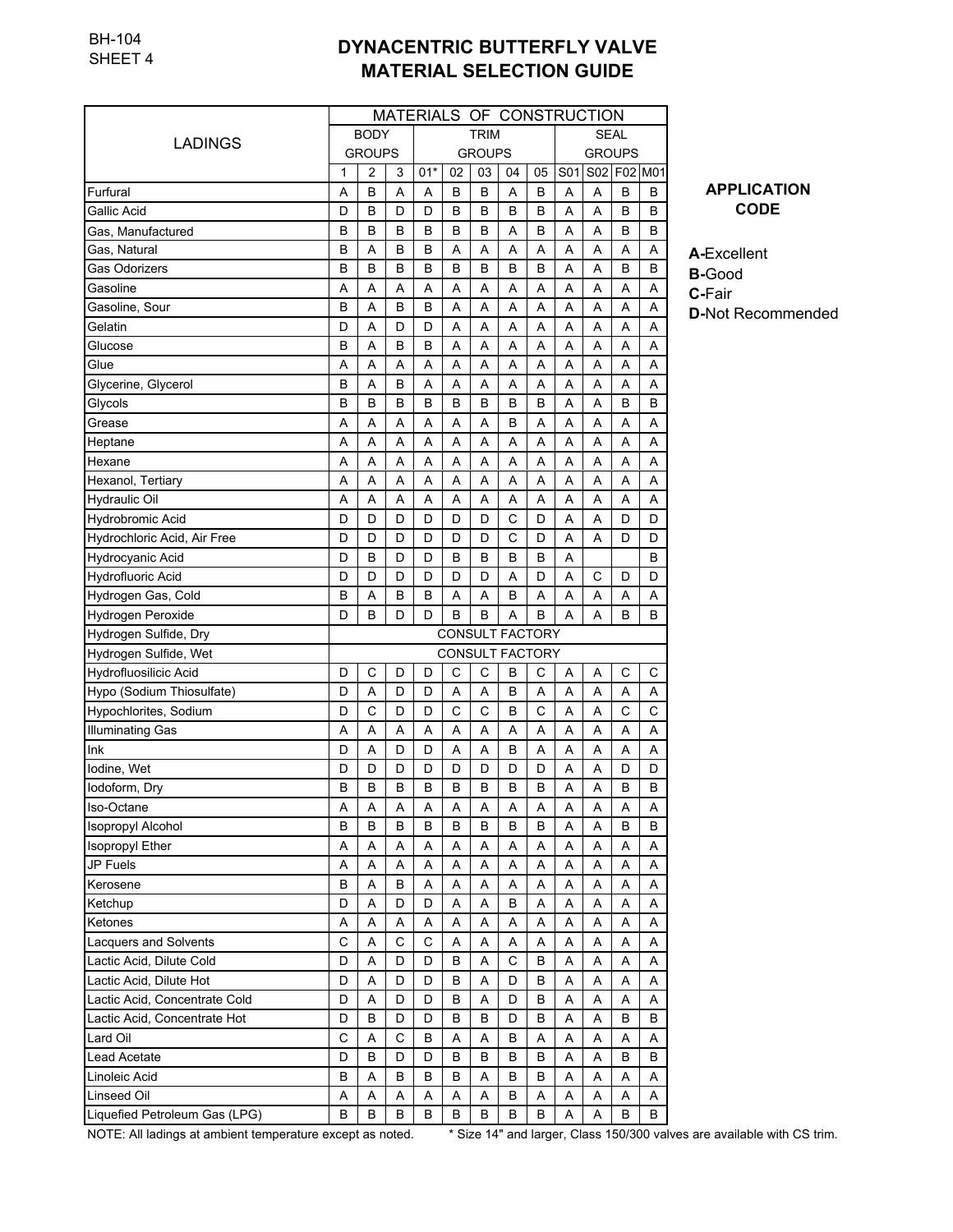BH-104
SHEET 4

# DYNACENTRIC BUTTERFLY VALVE MATERIAL SELECTION GUIDE

| LADINGS | MATERIALS OF CONSTRUCTION | | | | | | | | | | | |
|---|---|---|---|---|---|---|---|---|---|---|---|---|
| | BODY GROUPS | | | TRIM GROUPS | | | | | SEAL GROUPS | | | |
| | 1 | 2 | 3 | 01* | 02 | 03 | 04 | 05 | S01 | S02 | F02 | M01 |
| Furfural | A | B | A | A | B | B | A | B | A | A | B | B |
| Gallic Acid | D | B | D | D | B | B | B | B | A | A | B | B |
| Gas, Manufactured | B | B | B | B | B | B | A | B | A | A | B | B |
| Gas, Natural | B | A | B | B | A | A | A | A | A | A | A | A |
| Gas Odorizers | B | B | B | B | B | B | B | B | A | A | B | B |
| Gasoline | A | A | A | A | A | A | A | A | A | A | A | A |
| Gasoline, Sour | B | A | B | B | A | A | A | A | A | A | A | A |
| Gelatin | D | A | D | D | A | A | A | A | A | A | A | A |
| Glucose | B | A | B | B | A | A | A | A | A | A | A | A |
| Glue | A | A | A | A | A | A | A | A | A | A | A | A |
| Glycerine, Glycerol | B | A | B | A | A | A | A | A | A | A | A | A |
| Glycols | B | B | B | B | B | B | B | B | A | A | B | B |
| Grease | A | A | A | A | A | A | B | A | A | A | A | A |
| Heptane | A | A | A | A | A | A | A | A | A | A | A | A |
| Hexane | A | A | A | A | A | A | A | A | A | A | A | A |
| Hexanol, Tertiary | A | A | A | A | A | A | A | A | A | A | A | A |
| Hydraulic Oil | A | A | A | A | A | A | A | A | A | A | A | A |
| Hydrobromic Acid | D | D | D | D | D | D | C | D | A | A | D | D |
| Hydrochloric Acid, Air Free | D | D | D | D | D | D | C | D | A | A | D | D |
| Hydrocyanic Acid | D | B | D | D | B | B | B | B | A | | | B |
| Hydrofluoric Acid | D | D | D | D | D | D | A | D | A | C | D | D |
| Hydrogen Gas, Cold | B | A | B | B | A | A | B | A | A | A | A | A |
| Hydrogen Peroxide | D | B | D | D | B | B | A | B | A | A | B | B |
| Hydrogen Sulfide, Dry | CONSULT FACTORY | | | | | | | | | | | |
| Hydrogen Sulfide, Wet | CONSULT FACTORY | | | | | | | | | | | |
| Hydrofluosilicic Acid | D | C | D | D | C | C | B | C | A | A | C | C |
| Hypo (Sodium Thiosulfate) | D | A | D | D | A | A | B | A | A | A | A | A |
| Hypochlorites, Sodium | D | C | D | D | C | C | B | C | A | A | C | C |
| Illuminating Gas | A | A | A | A | A | A | A | A | A | A | A | A |
| Ink | D | A | D | D | A | A | B | A | A | A | A | A |
| Iodine, Wet | D | D | D | D | D | D | D | D | A | A | D | D |
| Iodoform, Dry | B | B | B | B | B | B | B | B | A | A | B | B |
| Iso-Octane | A | A | A | A | A | A | A | A | A | A | A | A |
| Isopropyl Alcohol | B | B | B | B | B | B | B | B | A | A | B | B |
| Isopropyl Ether | A | A | A | A | A | A | A | A | A | A | A | A |
| JP Fuels | A | A | A | A | A | A | A | A | A | A | A | A |
| Kerosene | B | A | B | A | A | A | A | A | A | A | A | A |
| Ketchup | D | A | D | D | A | A | B | A | A | A | A | A |
| Ketones | A | A | A | A | A | A | A | A | A | A | A | A |
| Lacquers and Solvents | C | A | C | C | A | A | A | A | A | A | A | A |
| Lactic Acid, Dilute Cold | D | A | D | D | B | A | C | B | A | A | A | A |
| Lactic Acid, Dilute Hot | D | A | D | D | B | A | D | B | A | A | A | A |
| Lactic Acid, Concentrate Cold | D | A | D | D | B | A | D | B | A | A | A | A |
| Lactic Acid, Concentrate Hot | D | B | D | D | B | B | D | B | A | A | B | B |
| Lard Oil | C | A | C | B | A | A | B | A | A | A | A | A |
| Lead Acetate | D | B | D | D | B | B | B | B | A | A | B | B |
| Linoleic Acid | B | A | B | B | B | A | B | B | A | A | A | A |
| Linseed Oil | A | A | A | A | A | A | B | A | A | A | A | A |
| Liquefied Petroleum Gas (LPG) | B | B | B | B | B | B | B | B | A | A | B | B |

**APPLICATION CODE**

**A-**Excellent
**B-**Good
**C-**Fair
**D-**Not Recommended

NOTE: All ladings at ambient temperature except as noted.     * Size 14" and larger, Class 150/300 valves are available with CS trim.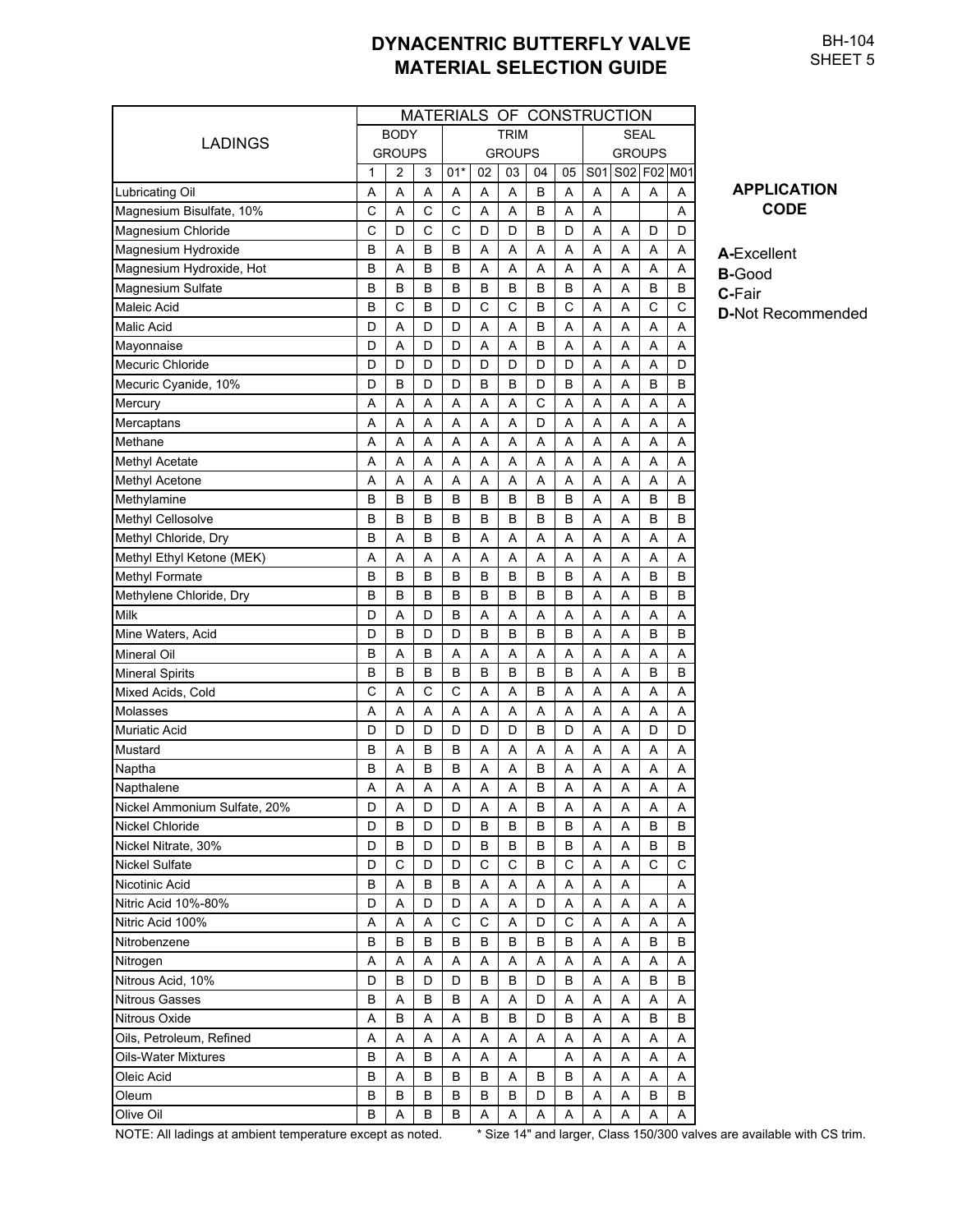# DYNACENTRIC BUTTERFLY VALVE MATERIAL SELECTION GUIDE

BH-104
SHEET 5

| LADINGS | MATERIALS OF CONSTRUCTION | | | | | | | | | | | |
|---|---|---|---|---|---|---|---|---|---|---|---|---|
| | BODY GROUPS | | | TRIM GROUPS | | | | | SEAL GROUPS | | | |
| | 1 | 2 | 3 | 01* | 02 | 03 | 04 | 05 | S01 | S02 | F02 | M01 |
| Lubricating Oil | A | A | A | A | A | A | B | A | A | A | A | A |
| Magnesium Bisulfate, 10% | C | A | C | C | A | A | B | A | A | | | A |
| Magnesium Chloride | C | D | C | C | D | D | B | D | A | A | D | D |
| Magnesium Hydroxide | B | A | B | B | A | A | A | A | A | A | A | A |
| Magnesium Hydroxide, Hot | B | A | B | B | A | A | A | A | A | A | A | A |
| Magnesium Sulfate | B | B | B | B | B | B | B | B | A | A | B | B |
| Maleic Acid | B | C | B | D | C | C | B | C | A | A | C | C |
| Malic Acid | D | A | D | D | A | A | B | A | A | A | A | A |
| Mayonnaise | D | A | D | D | A | A | B | A | A | A | A | A |
| Mecuric Chloride | D | D | D | D | D | D | D | D | A | A | A | D |
| Mecuric Cyanide, 10% | D | B | D | D | B | B | D | B | A | A | B | B |
| Mercury | A | A | A | A | A | A | C | A | A | A | A | A |
| Mercaptans | A | A | A | A | A | A | D | A | A | A | A | A |
| Methane | A | A | A | A | A | A | A | A | A | A | A | A |
| Methyl Acetate | A | A | A | A | A | A | A | A | A | A | A | A |
| Methyl Acetone | A | A | A | A | A | A | A | A | A | A | A | A |
| Methylamine | B | B | B | B | B | B | B | B | A | A | B | B |
| Methyl Cellosolve | B | B | B | B | B | B | B | B | A | A | B | B |
| Methyl Chloride, Dry | B | A | B | B | A | A | A | A | A | A | A | A |
| Methyl Ethyl Ketone (MEK) | A | A | A | A | A | A | A | A | A | A | A | A |
| Methyl Formate | B | B | B | B | B | B | B | B | A | A | B | B |
| Methylene Chloride, Dry | B | B | B | B | B | B | B | B | A | A | B | B |
| Milk | D | A | D | B | A | A | A | A | A | A | A | A |
| Mine Waters, Acid | D | B | D | D | B | B | B | B | A | A | B | B |
| Mineral Oil | B | A | B | A | A | A | A | A | A | A | A | A |
| Mineral Spirits | B | B | B | B | B | B | B | B | A | A | B | B |
| Mixed Acids, Cold | C | A | C | C | A | A | B | A | A | A | A | A |
| Molasses | A | A | A | A | A | A | A | A | A | A | A | A |
| Muriatic Acid | D | D | D | D | D | D | B | D | A | A | D | D |
| Mustard | B | A | B | B | A | A | A | A | A | A | A | A |
| Naptha | B | A | B | B | A | A | B | A | A | A | A | A |
| Napthalene | A | A | A | A | A | A | B | A | A | A | A | A |
| Nickel Ammonium Sulfate, 20% | D | A | D | D | A | A | B | A | A | A | A | A |
| Nickel Chloride | D | B | D | D | B | B | B | B | A | A | B | B |
| Nickel Nitrate, 30% | D | B | D | D | B | B | B | B | A | A | B | B |
| Nickel Sulfate | D | C | D | D | C | C | B | C | A | A | C | C |
| Nicotinic Acid | B | A | B | B | A | A | A | A | A | A | | A |
| Nitric Acid 10%-80% | D | A | D | D | A | A | D | A | A | A | A | A |
| Nitric Acid 100% | A | A | A | C | C | A | D | C | A | A | A | A |
| Nitrobenzene | B | B | B | B | B | B | B | B | A | A | B | B |
| Nitrogen | A | A | A | A | A | A | A | A | A | A | A | A |
| Nitrous Acid, 10% | D | B | D | D | B | B | D | B | A | A | B | B |
| Nitrous Gasses | B | A | B | B | A | A | D | A | A | A | A | A |
| Nitrous Oxide | A | B | A | A | B | B | D | B | A | A | B | B |
| Oils, Petroleum, Refined | A | A | A | A | A | A | A | A | A | A | A | A |
| Oils-Water Mixtures | B | A | B | A | A | A | | A | A | A | A | A |
| Oleic Acid | B | A | B | B | B | A | B | B | A | A | A | A |
| Oleum | B | B | B | B | B | B | D | B | A | A | B | B |
| Olive Oil | B | A | B | B | A | A | A | A | A | A | A | A |

**APPLICATION CODE**

**A-**Excellent
**B-**Good
**C-**Fair
**D-**Not Recommended

NOTE: All ladings at ambient temperature except as noted. * Size 14" and larger, Class 150/300 valves are available with CS trim.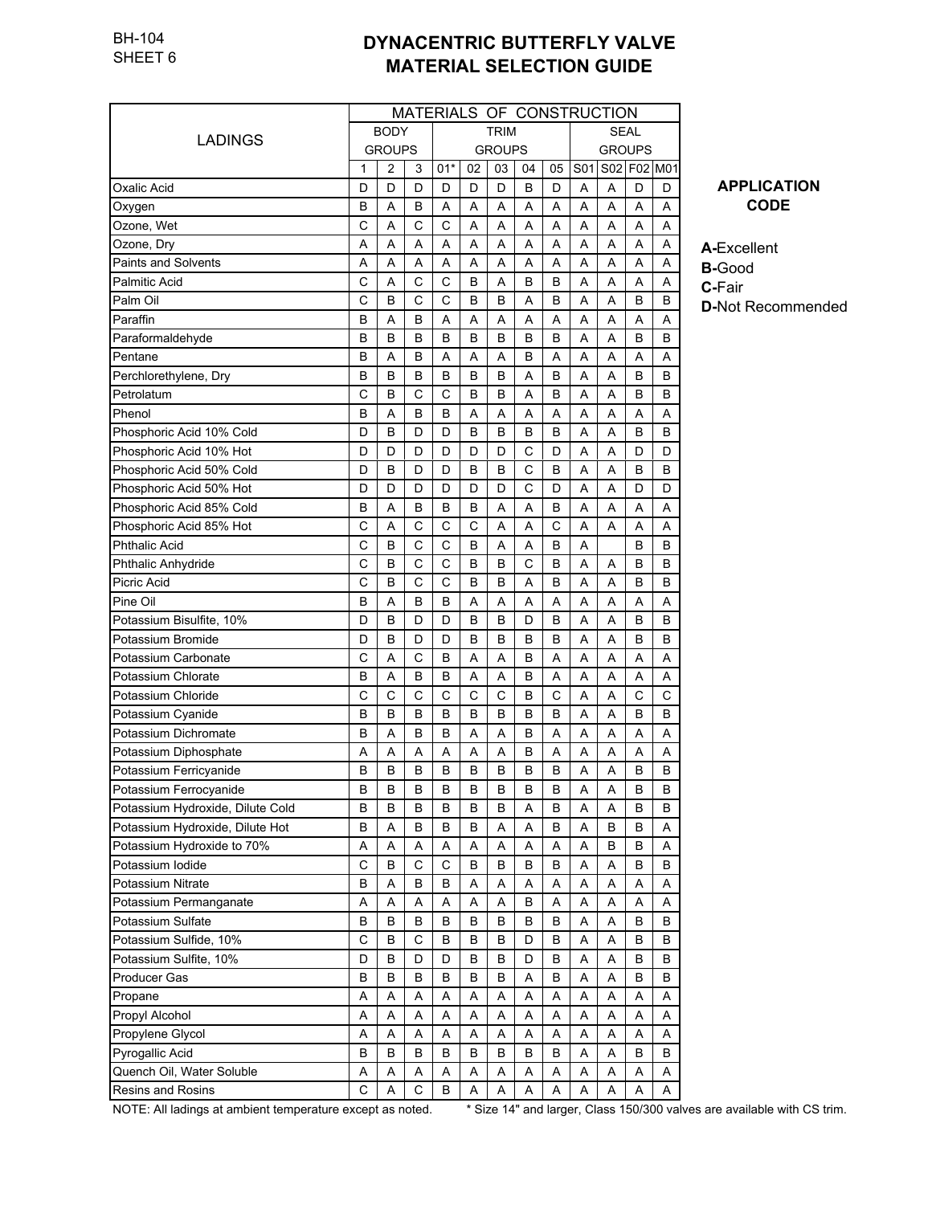BH-104
SHEET 6

# DYNACENTRIC BUTTERFLY VALVE MATERIAL SELECTION GUIDE

| LADINGS | MATERIALS OF CONSTRUCTION | | | | | | | | | | | |
|---|---|---|---|---|---|---|---|---|---|---|---|---|
| | BODY GROUPS | | | TRIM GROUPS | | | | | SEAL GROUPS | | | |
| | 1 | 2 | 3 | 01* | 02 | 03 | 04 | 05 | S01 | S02 | F02 | M01 |
| Oxalic Acid | D | D | D | D | D | D | B | D | A | A | D | D |
| Oxygen | B | A | B | A | A | A | A | A | A | A | A | A |
| Ozone, Wet | C | A | C | C | A | A | A | A | A | A | A | A |
| Ozone, Dry | A | A | A | A | A | A | A | A | A | A | A | A |
| Paints and Solvents | A | A | A | A | A | A | A | A | A | A | A | A |
| Palmitic Acid | C | A | C | C | B | A | B | B | A | A | A | A |
| Palm Oil | C | B | C | C | B | B | A | B | A | A | B | B |
| Paraffin | B | A | B | A | A | A | A | A | A | A | A | A |
| Paraformaldehyde | B | B | B | B | B | B | B | B | A | A | B | B |
| Pentane | B | A | B | A | A | A | B | A | A | A | A | A |
| Perchlorethylene, Dry | B | B | B | B | B | B | A | B | A | A | B | B |
| Petrolatum | C | B | C | C | B | B | A | B | A | A | B | B |
| Phenol | B | A | B | B | A | A | A | A | A | A | A | A |
| Phosphoric Acid 10% Cold | D | B | D | D | B | B | B | B | A | A | B | B |
| Phosphoric Acid 10% Hot | D | D | D | D | D | D | C | D | A | A | D | D |
| Phosphoric Acid 50% Cold | D | B | D | D | B | B | C | B | A | A | B | B |
| Phosphoric Acid 50% Hot | D | D | D | D | D | D | C | D | A | A | D | D |
| Phosphoric Acid 85% Cold | B | A | B | B | B | A | A | B | A | A | A | A |
| Phosphoric Acid 85% Hot | C | A | C | C | C | A | A | C | A | A | A | A |
| Phthalic Acid | C | B | C | C | B | A | A | B | A | | B | B |
| Phthalic Anhydride | C | B | C | C | B | B | C | B | A | A | B | B |
| Picric Acid | C | B | C | C | B | B | A | B | A | A | B | B |
| Pine Oil | B | A | B | B | A | A | A | A | A | A | A | A |
| Potassium Bisulfite, 10% | D | B | D | D | B | B | D | B | A | A | B | B |
| Potassium Bromide | D | B | D | D | B | B | B | B | A | A | B | B |
| Potassium Carbonate | C | A | C | B | A | A | B | A | A | A | A | A |
| Potassium Chlorate | B | A | B | B | A | A | B | A | A | A | A | A |
| Potassium Chloride | C | C | C | C | C | C | B | C | A | A | C | C |
| Potassium Cyanide | B | B | B | B | B | B | B | B | A | A | B | B |
| Potassium Dichromate | B | A | B | B | A | A | B | A | A | A | A | A |
| Potassium Diphosphate | A | A | A | A | A | A | B | A | A | A | A | A |
| Potassium Ferricyanide | B | B | B | B | B | B | B | B | A | A | B | B |
| Potassium Ferrocyanide | B | B | B | B | B | B | B | B | A | A | B | B |
| Potassium Hydroxide, Dilute Cold | B | B | B | B | B | B | A | B | A | A | B | B |
| Potassium Hydroxide, Dilute Hot | B | A | B | B | B | A | A | B | A | B | B | A |
| Potassium Hydroxide to 70% | A | A | A | A | A | A | A | A | A | B | B | A |
| Potassium Iodide | C | B | C | C | B | B | B | B | A | A | B | B |
| Potassium Nitrate | B | A | B | B | A | A | A | A | A | A | A | A |
| Potassium Permanganate | A | A | A | A | A | A | B | A | A | A | A | A |
| Potassium Sulfate | B | B | B | B | B | B | B | B | A | A | B | B |
| Potassium Sulfide, 10% | C | B | C | B | B | B | D | B | A | A | B | B |
| Potassium Sulfite, 10% | D | B | D | D | B | B | D | B | A | A | B | B |
| Producer Gas | B | B | B | B | B | B | A | B | A | A | B | B |
| Propane | A | A | A | A | A | A | A | A | A | A | A | A |
| Propyl Alcohol | A | A | A | A | A | A | A | A | A | A | A | A |
| Propylene Glycol | A | A | A | A | A | A | A | A | A | A | A | A |
| Pyrogallic Acid | B | B | B | B | B | B | B | B | A | A | B | B |
| Quench Oil, Water Soluble | A | A | A | A | A | A | A | A | A | A | A | A |
| Resins and Rosins | C | A | C | B | A | A | A | A | A | A | A | A |

**APPLICATION CODE**

**A-**Excellent
**B-**Good
**C-**Fair
**D-**Not Recommended

NOTE: All ladings at ambient temperature except as noted. * Size 14" and larger, Class 150/300 valves are available with CS trim.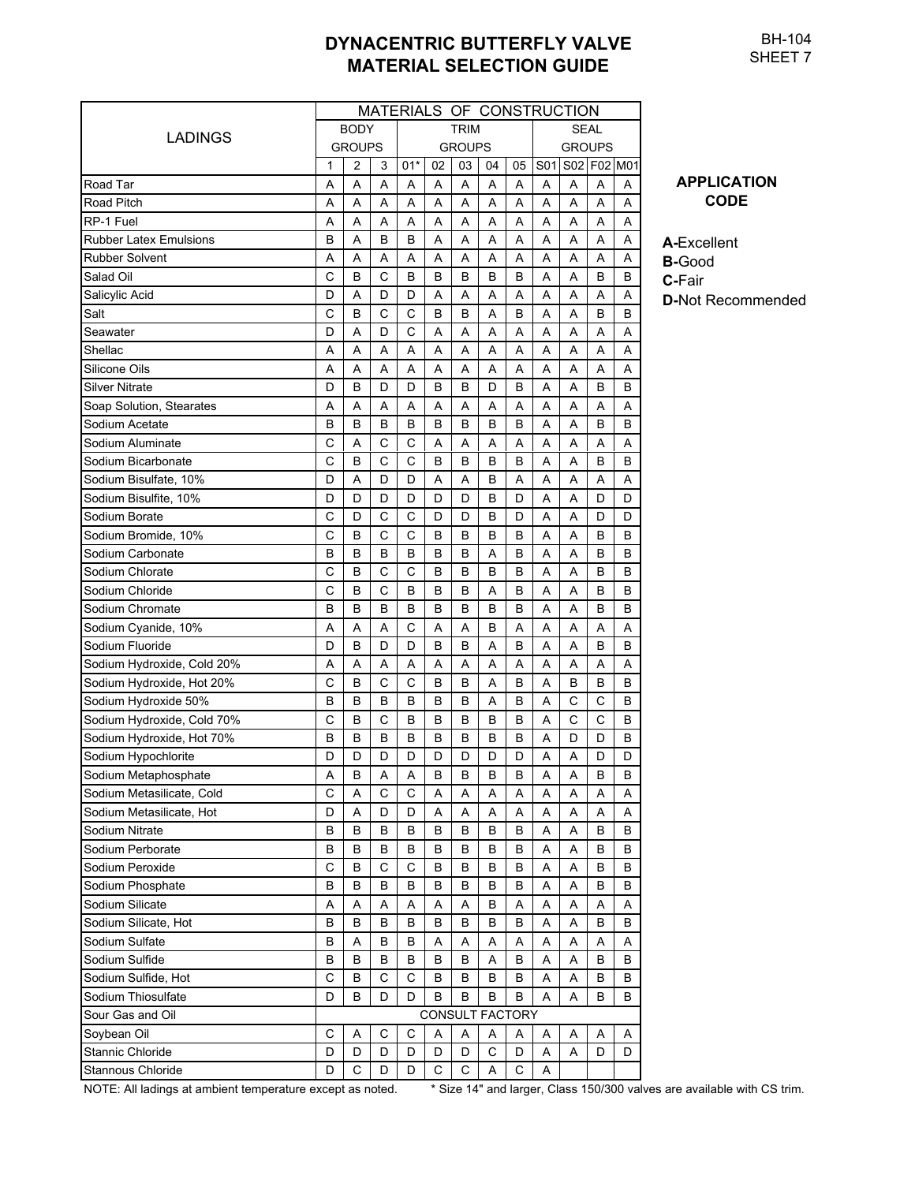# DYNACENTRIC BUTTERFLY VALVE MATERIAL SELECTION GUIDE

BH-104
SHEET 7

| LADINGS | MATERIALS OF CONSTRUCTION | | | | | | | | | | | |
|---|---|---|---|---|---|---|---|---|---|---|---|---|
| | BODY GROUPS | | | TRIM GROUPS | | | | | SEAL GROUPS | | | |
| | 1 | 2 | 3 | 01* | 02 | 03 | 04 | 05 | S01 | S02 | F02 | M01 |
| Road Tar | A | A | A | A | A | A | A | A | A | A | A | A |
| Road Pitch | A | A | A | A | A | A | A | A | A | A | A | A |
| RP-1 Fuel | A | A | A | A | A | A | A | A | A | A | A | A |
| Rubber Latex Emulsions | B | A | B | B | A | A | A | A | A | A | A | A |
| Rubber Solvent | A | A | A | A | A | A | A | A | A | A | A | A |
| Salad Oil | C | B | C | B | B | B | B | B | A | A | B | B |
| Salicylic Acid | D | A | D | D | A | A | A | A | A | A | A | A |
| Salt | C | B | C | C | B | B | A | B | A | A | B | B |
| Seawater | D | A | D | C | A | A | A | A | A | A | A | A |
| Shellac | A | A | A | A | A | A | A | A | A | A | A | A |
| Silicone Oils | A | A | A | A | A | A | A | A | A | A | A | A |
| Silver Nitrate | D | B | D | D | B | B | D | B | A | A | B | B |
| Soap Solution, Stearates | A | A | A | A | A | A | A | A | A | A | A | A |
| Sodium Acetate | B | B | B | B | B | B | B | B | A | A | B | B |
| Sodium Aluminate | C | A | C | C | A | A | A | A | A | A | A | A |
| Sodium Bicarbonate | C | B | C | C | B | B | B | B | A | A | B | B |
| Sodium Bisulfate, 10% | D | A | D | D | A | A | B | A | A | A | A | A |
| Sodium Bisulfite, 10% | D | D | D | D | D | D | B | D | A | A | D | D |
| Sodium Borate | C | D | C | C | D | D | B | D | A | A | D | D |
| Sodium Bromide, 10% | C | B | C | C | B | B | B | B | A | A | B | B |
| Sodium Carbonate | B | B | B | B | B | B | A | B | A | A | B | B |
| Sodium Chlorate | C | B | C | C | B | B | B | B | A | A | B | B |
| Sodium Chloride | C | B | C | B | B | B | A | B | A | A | B | B |
| Sodium Chromate | B | B | B | B | B | B | B | B | A | A | B | B |
| Sodium Cyanide, 10% | A | A | A | C | A | A | B | A | A | A | A | A |
| Sodium Fluoride | D | B | D | D | B | B | A | B | A | A | B | B |
| Sodium Hydroxide, Cold 20% | A | A | A | A | A | A | A | A | A | A | A | A |
| Sodium Hydroxide, Hot 20% | C | B | C | C | B | B | A | B | A | B | B | B |
| Sodium Hydroxide 50% | B | B | B | B | B | B | A | B | A | C | C | B |
| Sodium Hydroxide, Cold 70% | C | B | C | B | B | B | B | B | A | C | C | B |
| Sodium Hydroxide, Hot 70% | B | B | B | B | B | B | B | B | A | D | D | B |
| Sodium Hypochlorite | D | D | D | D | D | D | D | D | A | A | D | D |
| Sodium Metaphosphate | A | B | A | A | B | B | B | B | A | A | B | B |
| Sodium Metasilicate, Cold | C | A | C | C | A | A | A | A | A | A | A | A |
| Sodium Metasilicate, Hot | D | A | D | D | A | A | A | A | A | A | A | A |
| Sodium Nitrate | B | B | B | B | B | B | B | B | A | A | B | B |
| Sodium Perborate | B | B | B | B | B | B | B | B | A | A | B | B |
| Sodium Peroxide | C | B | C | C | B | B | B | B | A | A | B | B |
| Sodium Phosphate | B | B | B | B | B | B | B | B | A | A | B | B |
| Sodium Silicate | A | A | A | A | A | A | B | A | A | A | A | A |
| Sodium Silicate, Hot | B | B | B | B | B | B | B | B | A | A | B | B |
| Sodium Sulfate | B | A | B | B | A | A | A | A | A | A | A | A |
| Sodium Sulfide | B | B | B | B | B | B | A | B | A | A | B | B |
| Sodium Sulfide, Hot | C | B | C | C | B | B | B | B | A | A | B | B |
| Sodium Thiosulfate | D | B | D | D | B | B | B | B | A | A | B | B |
| Sour Gas and Oil | CONSULT FACTORY | | | | | | | | | | | |
| Soybean Oil | C | A | C | C | A | A | A | A | A | A | A | A |
| Stannic Chloride | D | D | D | D | D | D | C | D | A | A | D | D |
| Stannous Chloride | D | C | D | D | C | C | A | C | A | | | |

**APPLICATION CODE**

**A-**Excellent
**B-**Good
**C-**Fair
**D-**Not Recommended

NOTE: All ladings at ambient temperature except as noted. * Size 14" and larger, Class 150/300 valves are available with CS trim.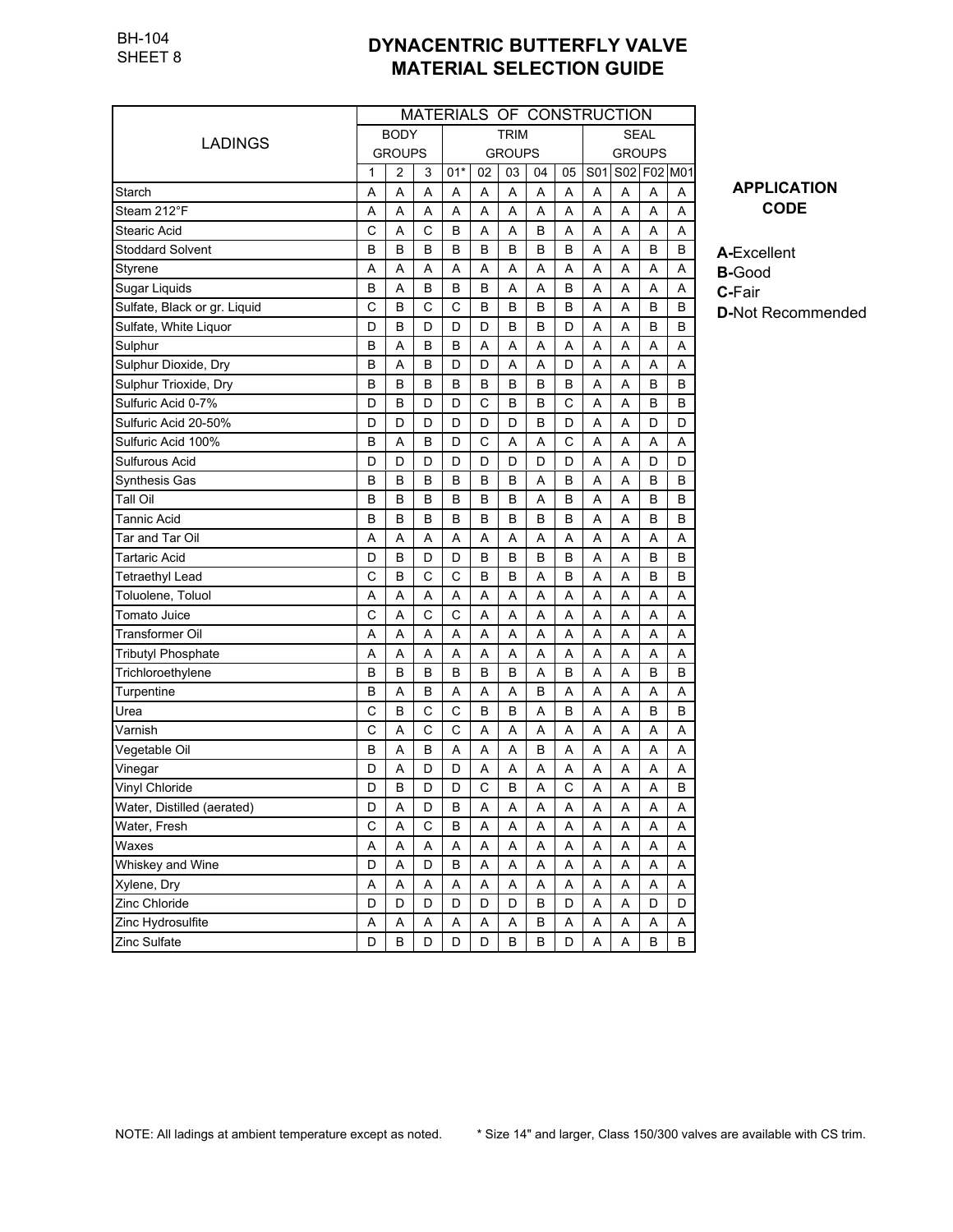BH-104
SHEET 8

# DYNACENTRIC BUTTERFLY VALVE MATERIAL SELECTION GUIDE

| LADINGS | MATERIALS OF CONSTRUCTION | | | | | | | | | | | |
|---|---|---|---|---|---|---|---|---|---|---|---|---|
| | BODY GROUPS | | | TRIM GROUPS | | | | | SEAL GROUPS | | | |
| | 1 | 2 | 3 | 01* | 02 | 03 | 04 | 05 | S01 | S02 | F02 | M01 |
| Starch | A | A | A | A | A | A | A | A | A | A | A | A |
| Steam 212°F | A | A | A | A | A | A | A | A | A | A | A | A |
| Stearic Acid | C | A | C | B | A | A | B | A | A | A | A | A |
| Stoddard Solvent | B | B | B | B | B | B | B | B | A | A | B | B |
| Styrene | A | A | A | A | A | A | A | A | A | A | A | A |
| Sugar Liquids | B | A | B | B | B | A | A | B | A | A | A | A |
| Sulfate, Black or gr. Liquid | C | B | C | C | B | B | B | B | A | A | B | B |
| Sulfate, White Liquor | D | B | D | D | D | B | B | D | A | A | B | B |
| Sulphur | B | A | B | B | A | A | A | A | A | A | A | A |
| Sulphur Dioxide, Dry | B | A | B | D | D | A | A | D | A | A | A | A |
| Sulphur Trioxide, Dry | B | B | B | B | B | B | B | B | A | A | B | B |
| Sulfuric Acid 0-7% | D | B | D | D | C | B | B | C | A | A | B | B |
| Sulfuric Acid 20-50% | D | D | D | D | D | D | B | D | A | A | D | D |
| Sulfuric Acid 100% | B | A | B | D | C | A | A | C | A | A | A | A |
| Sulfurous Acid | D | D | D | D | D | D | D | D | A | A | D | D |
| Synthesis Gas | B | B | B | B | B | B | A | B | A | A | B | B |
| Tall Oil | B | B | B | B | B | B | A | B | A | A | B | B |
| Tannic Acid | B | B | B | B | B | B | B | B | A | A | B | B |
| Tar and Tar Oil | A | A | A | A | A | A | A | A | A | A | A | A |
| Tartaric Acid | D | B | D | D | B | B | B | B | A | A | B | B |
| Tetraethyl Lead | C | B | C | C | B | B | A | B | A | A | B | B |
| Toluolene, Toluol | A | A | A | A | A | A | A | A | A | A | A | A |
| Tomato Juice | C | A | C | C | A | A | A | A | A | A | A | A |
| Transformer Oil | A | A | A | A | A | A | A | A | A | A | A | A |
| Tributyl Phosphate | A | A | A | A | A | A | A | A | A | A | A | A |
| Trichloroethylene | B | B | B | B | B | A | B | B | A | A | B | B |
| Turpentine | B | A | B | A | A | A | B | A | A | A | A | A |
| Urea | C | B | C | C | B | B | A | B | A | A | B | B |
| Varnish | C | A | C | C | A | A | A | A | A | A | A | A |
| Vegetable Oil | B | A | B | A | A | A | B | A | A | A | A | A |
| Vinegar | D | A | D | D | A | A | A | A | A | A | A | A |
| Vinyl Chloride | D | B | D | D | C | B | A | C | A | A | A | B |
| Water, Distilled (aerated) | D | A | D | B | A | A | A | A | A | A | A | A |
| Water, Fresh | C | A | C | B | A | A | A | A | A | A | A | A |
| Waxes | A | A | A | A | A | A | A | A | A | A | A | A |
| Whiskey and Wine | D | A | D | B | A | A | A | A | A | A | A | A |
| Xylene, Dry | A | A | A | A | A | A | A | A | A | A | A | A |
| Zinc Chloride | D | D | D | D | D | D | B | D | A | A | D | D |
| Zinc Hydrosulfite | A | A | A | A | A | A | B | A | A | A | A | A |
| Zinc Sulfate | D | B | D | D | D | B | B | D | A | A | B | B |

**APPLICATION CODE**

**A-**Excellent
**B-**Good
**C-**Fair
**D-**Not Recommended

NOTE: All ladings at ambient temperature except as noted.

* Size 14" and larger, Class 150/300 valves are available with CS trim.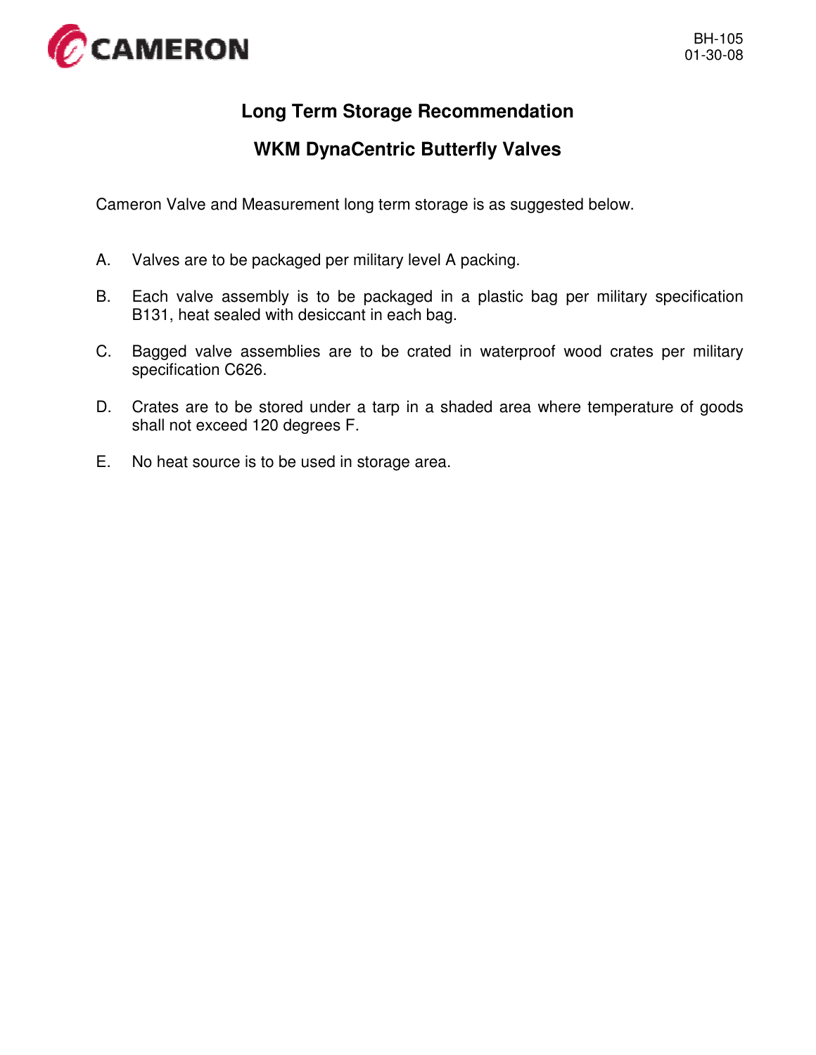BH-105
01-30-08

# Long Term Storage Recommendation

## WKM DynaCentric Butterfly Valves

Cameron Valve and Measurement long term storage is as suggested below.

A. Valves are to be packaged per military level A packing.

B. Each valve assembly is to be packaged in a plastic bag per military specification B131, heat sealed with desiccant in each bag.

C. Bagged valve assemblies are to be crated in waterproof wood crates per military specification C626.

D. Crates are to be stored under a tarp in a shaded area where temperature of goods shall not exceed 120 degrees F.

E. No heat source is to be used in storage area.